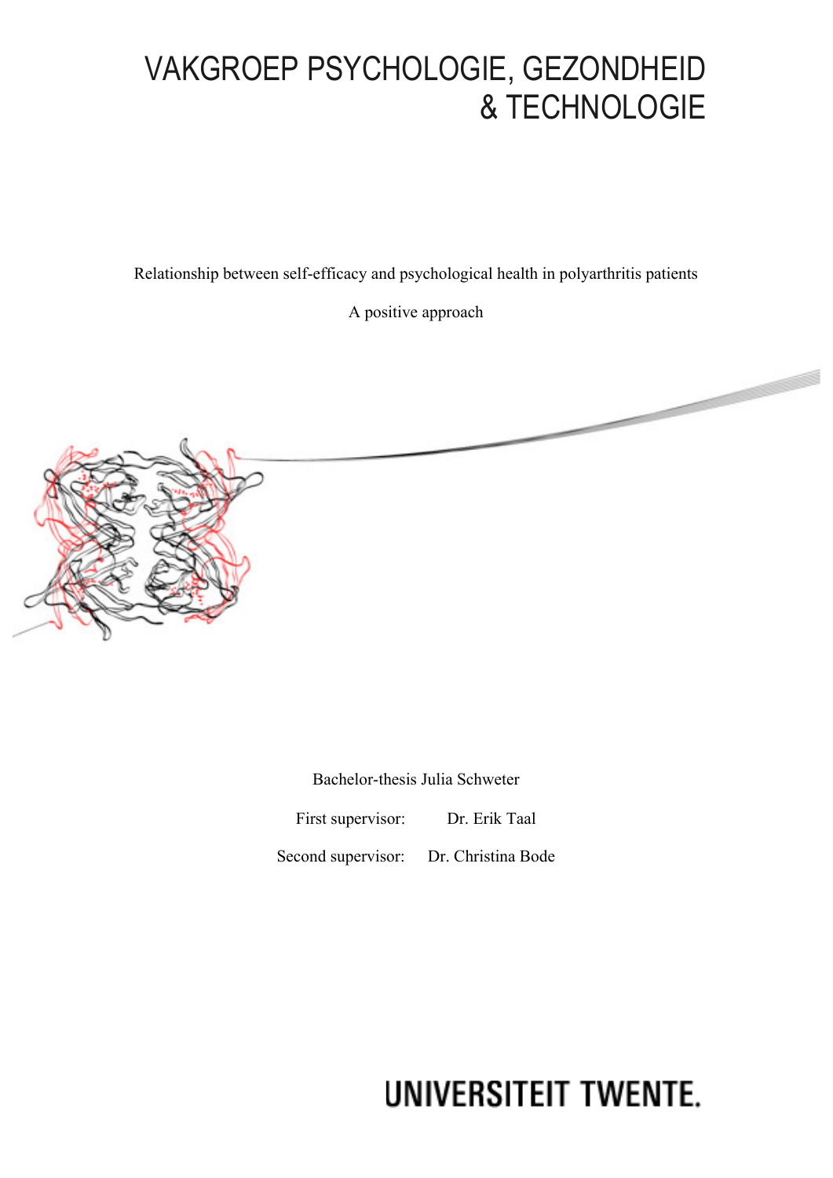# VAKGROEP PSYCHOLOGIE, GEZONDHEID & TECHNOLOGIE

Relationship between self-efficacy and psychological health in polyarthritis patients

A positive approach

Bachelor-thesis Julia Schweter

First supervisor: Dr. Erik Taal

Second supervisor: Dr. Christina Bode

UNIVERSITEIT TWENTE.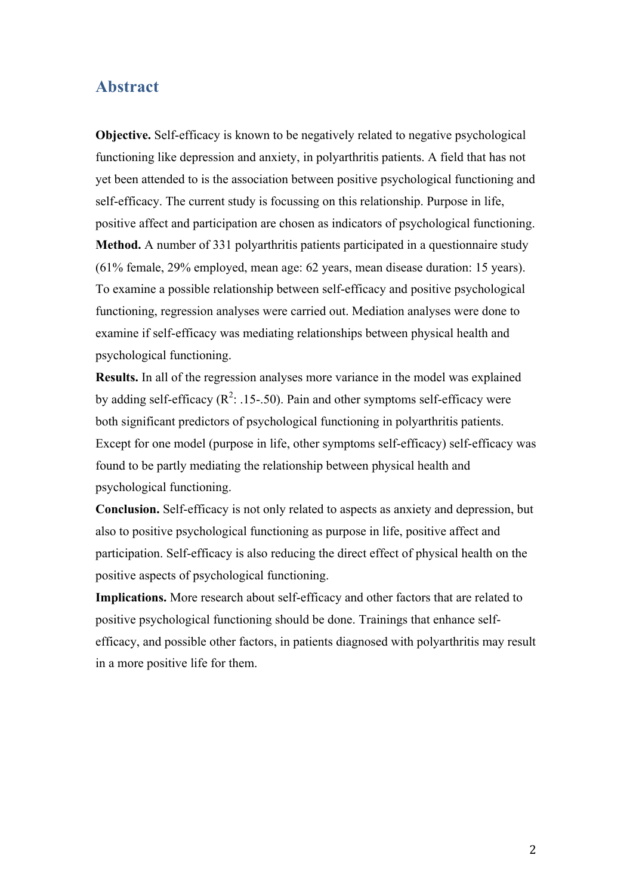## Abstract

**Objective.** Self-efficacy is known to be negatively related to negative psychological functioning like depression and anxiety, in polyarthritis patients. A field that has not yet been attended to is the association between positive psychological functioning and self-efficacy. The current study is focussing on this relationship. Purpose in life, positive affect and participation are chosen as indicators of psychological functioning.

**Method.** A number of 331 polyarthritis patients participated in a questionnaire study (61% female, 29% employed, mean age: 62 years, mean disease duration: 15 years). To examine a possible relationship between self-efficacy and positive psychological functioning, regression analyses were carried out. Mediation analyses were done to examine if self-efficacy was mediating relationships between physical health and psychological functioning.

**Results.** In all of the regression analyses more variance in the model was explained by adding self-efficacy ($R^2$: .15-.50). Pain and other symptoms self-efficacy were both significant predictors of psychological functioning in polyarthritis patients. Except for one model (purpose in life, other symptoms self-efficacy) self-efficacy was found to be partly mediating the relationship between physical health and psychological functioning.

**Conclusion.** Self-efficacy is not only related to aspects as anxiety and depression, but also to positive psychological functioning as purpose in life, positive affect and participation. Self-efficacy is also reducing the direct effect of physical health on the positive aspects of psychological functioning.

**Implications.** More research about self-efficacy and other factors that are related to positive psychological functioning should be done. Trainings that enhance self-efficacy, and possible other factors, in patients diagnosed with polyarthritis may result in a more positive life for them.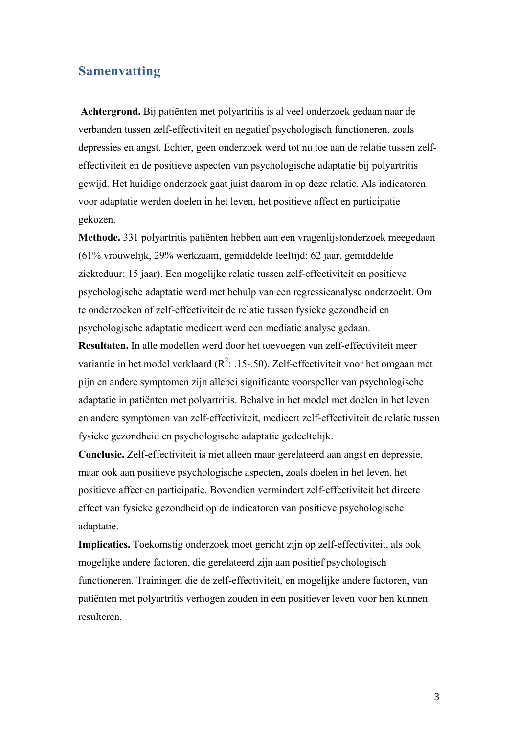## Samenvatting

**Achtergrond.** Bij patiënten met polyartritis is al veel onderzoek gedaan naar de verbanden tussen zelf-effectiviteit en negatief psychologisch functioneren, zoals depressies en angst. Echter, geen onderzoek werd tot nu toe aan de relatie tussen zelf-effectiviteit en de positieve aspecten van psychologische adaptatie bij polyartritis gewijd. Het huidige onderzoek gaat juist daarom in op deze relatie. Als indicatoren voor adaptatie werden doelen in het leven, het positieve affect en participatie gekozen.

**Methode.** 331 polyartritis patiënten hebben aan een vragenlijstonderzoek meegedaan (61% vrouwelijk, 29% werkzaam, gemiddelde leeftijd: 62 jaar, gemiddelde ziekteduur: 15 jaar). Een mogelijke relatie tussen zelf-effectiviteit en positieve psychologische adaptatie werd met behulp van een regressieanalyse onderzocht. Om te onderzoeken of zelf-effectiviteit de relatie tussen fysieke gezondheid en psychologische adaptatie medieert werd een mediatie analyse gedaan.

**Resultaten.** In alle modellen werd door het toevoegen van zelf-effectiviteit meer variantie in het model verklaard ($R^2$: .15-.50). Zelf-effectiviteit voor het omgaan met pijn en andere symptomen zijn allebei significante voorspeller van psychologische adaptatie in patiënten met polyartritis. Behalve in het model met doelen in het leven en andere symptomen van zelf-effectiviteit, medieert zelf-effectiviteit de relatie tussen fysieke gezondheid en psychologische adaptatie gedeeltelijk.

**Conclusie.** Zelf-effectiviteit is niet alleen maar gerelateerd aan angst en depressie, maar ook aan positieve psychologische aspecten, zoals doelen in het leven, het positieve affect en participatie. Bovendien vermindert zelf-effectiviteit het directe effect van fysieke gezondheid op de indicatoren van positieve psychologische adaptatie.

**Implicaties.** Toekomstig onderzoek moet gericht zijn op zelf-effectiviteit, als ook mogelijke andere factoren, die gerelateerd zijn aan positief psychologisch functioneren. Trainingen die de zelf-effectiviteit, en mogelijke andere factoren, van patiënten met polyartritis verhogen zouden in een positiever leven voor hen kunnen resulteren.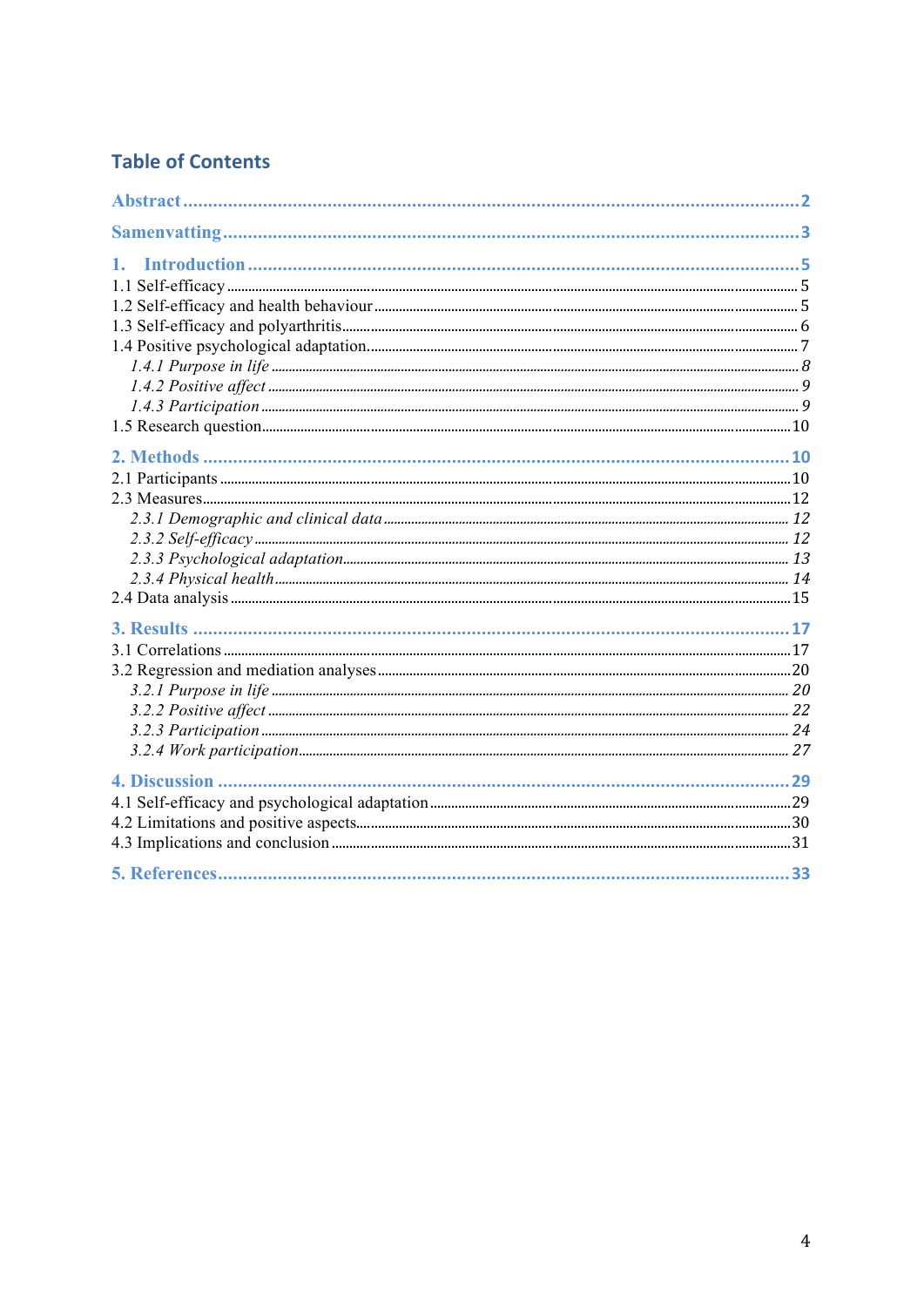## Table of Contents

**Abstract** ..... **2**

**Samenvatting** ..... **3**

**1. Introduction** ..... **5**

1.1 Self-efficacy ..... 5
1.2 Self-efficacy and health behaviour ..... 5
1.3 Self-efficacy and polyarthritis ..... 6
1.4 Positive psychological adaptation ..... 7
*1.4.1 Purpose in life* ..... *8*
*1.4.2 Positive affect* ..... *9*
*1.4.3 Participation* ..... *9*
1.5 Research question ..... 10

**2. Methods** ..... **10**

2.1 Participants ..... 10
2.3 Measures ..... 12
*2.3.1 Demographic and clinical data* ..... *12*
*2.3.2 Self-efficacy* ..... *12*
*2.3.3 Psychological adaptation* ..... *13*
*2.3.4 Physical health* ..... *14*
2.4 Data analysis ..... 15

**3. Results** ..... **17**

3.1 Correlations ..... 17
3.2 Regression and mediation analyses ..... 20
*3.2.1 Purpose in life* ..... *20*
*3.2.2 Positive affect* ..... *22*
*3.2.3 Participation* ..... *24*
*3.2.4 Work participation* ..... *27*

**4. Discussion** ..... **29**

4.1 Self-efficacy and psychological adaptation ..... 29
4.2 Limitations and positive aspects ..... 30
4.3 Implications and conclusion ..... 31

**5. References** ..... **33**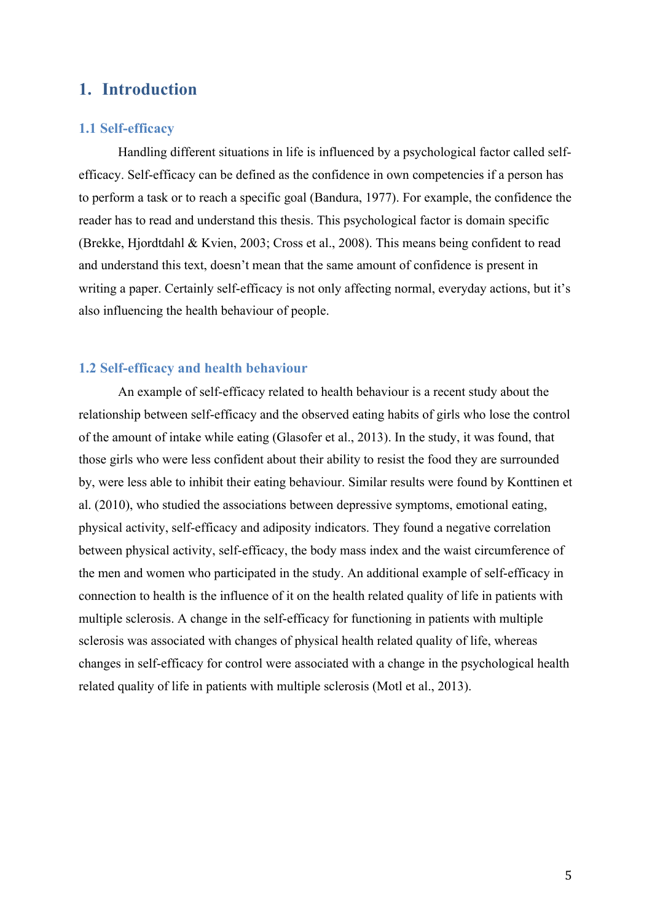# 1. Introduction

## 1.1 Self-efficacy

Handling different situations in life is influenced by a psychological factor called self-efficacy. Self-efficacy can be defined as the confidence in own competencies if a person has to perform a task or to reach a specific goal (Bandura, 1977). For example, the confidence the reader has to read and understand this thesis. This psychological factor is domain specific (Brekke, Hjordtdahl & Kvien, 2003; Cross et al., 2008). This means being confident to read and understand this text, doesn't mean that the same amount of confidence is present in writing a paper. Certainly self-efficacy is not only affecting normal, everyday actions, but it's also influencing the health behaviour of people.

## 1.2 Self-efficacy and health behaviour

An example of self-efficacy related to health behaviour is a recent study about the relationship between self-efficacy and the observed eating habits of girls who lose the control of the amount of intake while eating (Glasofer et al., 2013). In the study, it was found, that those girls who were less confident about their ability to resist the food they are surrounded by, were less able to inhibit their eating behaviour. Similar results were found by Konttinen et al. (2010), who studied the associations between depressive symptoms, emotional eating, physical activity, self-efficacy and adiposity indicators. They found a negative correlation between physical activity, self-efficacy, the body mass index and the waist circumference of the men and women who participated in the study. An additional example of self-efficacy in connection to health is the influence of it on the health related quality of life in patients with multiple sclerosis. A change in the self-efficacy for functioning in patients with multiple sclerosis was associated with changes of physical health related quality of life, whereas changes in self-efficacy for control were associated with a change in the psychological health related quality of life in patients with multiple sclerosis (Motl et al., 2013).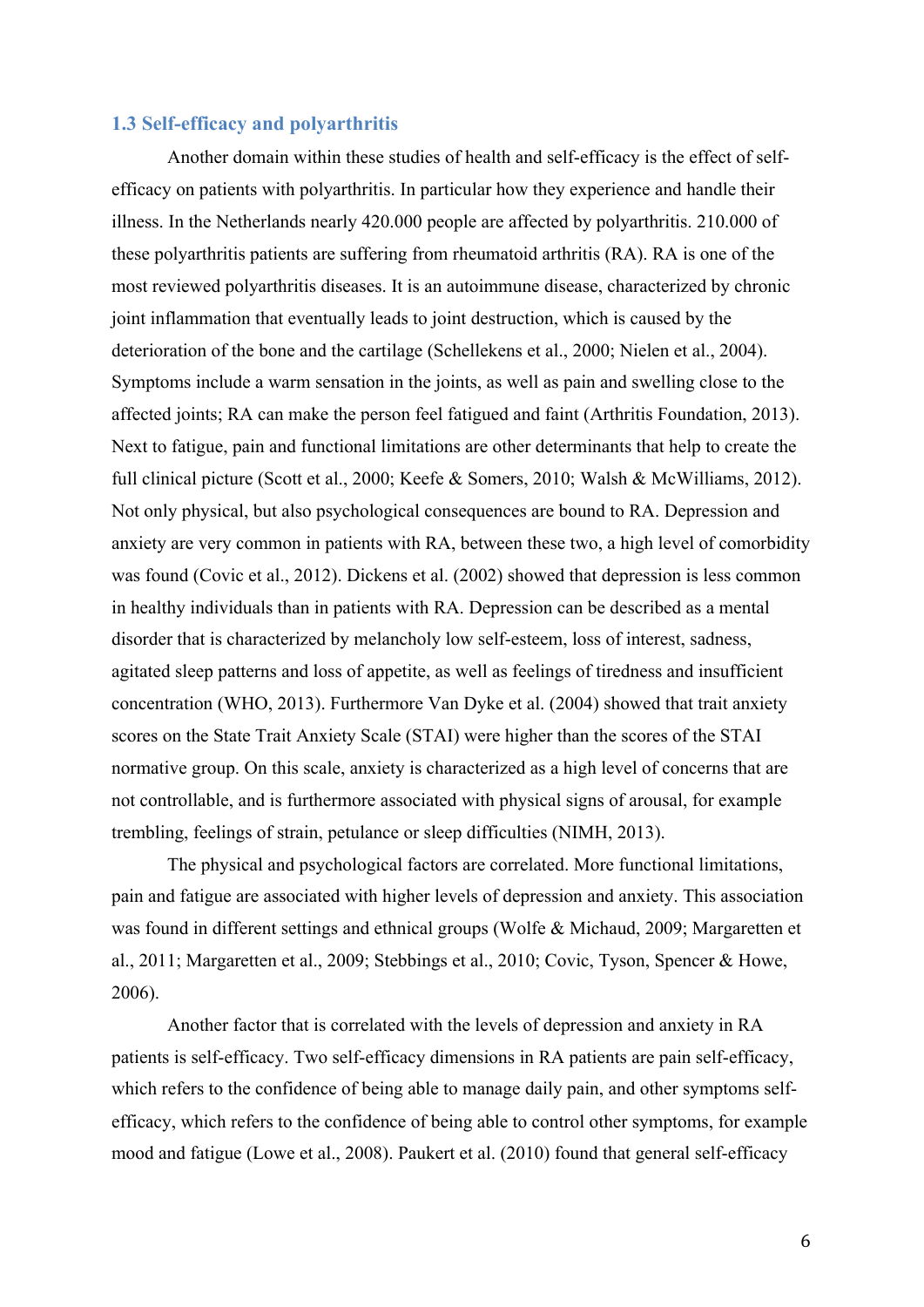### 1.3 Self-efficacy and polyarthritis

Another domain within these studies of health and self-efficacy is the effect of self-efficacy on patients with polyarthritis. In particular how they experience and handle their illness. In the Netherlands nearly 420.000 people are affected by polyarthritis. 210.000 of these polyarthritis patients are suffering from rheumatoid arthritis (RA). RA is one of the most reviewed polyarthritis diseases. It is an autoimmune disease, characterized by chronic joint inflammation that eventually leads to joint destruction, which is caused by the deterioration of the bone and the cartilage (Schellekens et al., 2000; Nielen et al., 2004). Symptoms include a warm sensation in the joints, as well as pain and swelling close to the affected joints; RA can make the person feel fatigued and faint (Arthritis Foundation, 2013). Next to fatigue, pain and functional limitations are other determinants that help to create the full clinical picture (Scott et al., 2000; Keefe & Somers, 2010; Walsh & McWilliams, 2012). Not only physical, but also psychological consequences are bound to RA. Depression and anxiety are very common in patients with RA, between these two, a high level of comorbidity was found (Covic et al., 2012). Dickens et al. (2002) showed that depression is less common in healthy individuals than in patients with RA. Depression can be described as a mental disorder that is characterized by melancholy low self-esteem, loss of interest, sadness, agitated sleep patterns and loss of appetite, as well as feelings of tiredness and insufficient concentration (WHO, 2013). Furthermore Van Dyke et al. (2004) showed that trait anxiety scores on the State Trait Anxiety Scale (STAI) were higher than the scores of the STAI normative group. On this scale, anxiety is characterized as a high level of concerns that are not controllable, and is furthermore associated with physical signs of arousal, for example trembling, feelings of strain, petulance or sleep difficulties (NIMH, 2013).

The physical and psychological factors are correlated. More functional limitations, pain and fatigue are associated with higher levels of depression and anxiety. This association was found in different settings and ethnical groups (Wolfe & Michaud, 2009; Margaretten et al., 2011; Margaretten et al., 2009; Stebbings et al., 2010; Covic, Tyson, Spencer & Howe, 2006).

Another factor that is correlated with the levels of depression and anxiety in RA patients is self-efficacy. Two self-efficacy dimensions in RA patients are pain self-efficacy, which refers to the confidence of being able to manage daily pain, and other symptoms self-efficacy, which refers to the confidence of being able to control other symptoms, for example mood and fatigue (Lowe et al., 2008). Paukert et al. (2010) found that general self-efficacy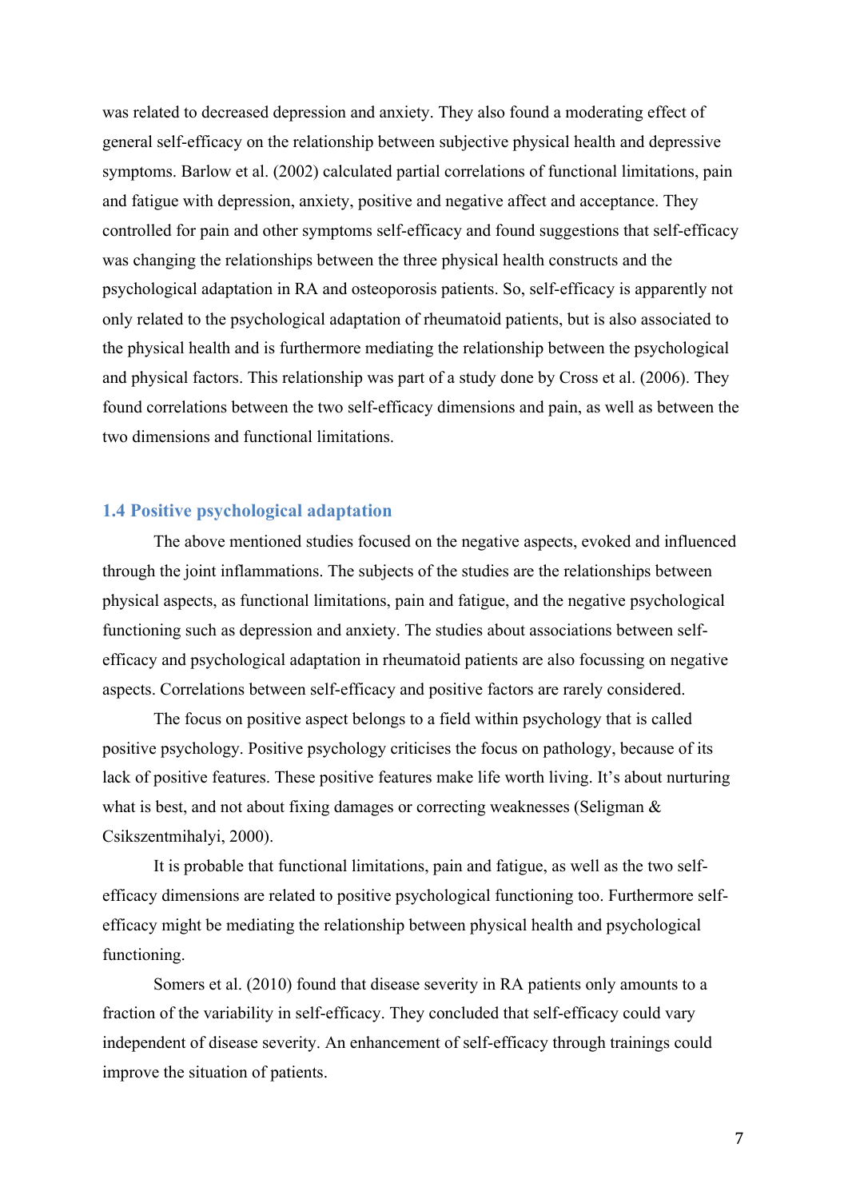was related to decreased depression and anxiety. They also found a moderating effect of general self-efficacy on the relationship between subjective physical health and depressive symptoms. Barlow et al. (2002) calculated partial correlations of functional limitations, pain and fatigue with depression, anxiety, positive and negative affect and acceptance. They controlled for pain and other symptoms self-efficacy and found suggestions that self-efficacy was changing the relationships between the three physical health constructs and the psychological adaptation in RA and osteoporosis patients. So, self-efficacy is apparently not only related to the psychological adaptation of rheumatoid patients, but is also associated to the physical health and is furthermore mediating the relationship between the psychological and physical factors. This relationship was part of a study done by Cross et al. (2006). They found correlations between the two self-efficacy dimensions and pain, as well as between the two dimensions and functional limitations.

### 1.4 Positive psychological adaptation

The above mentioned studies focused on the negative aspects, evoked and influenced through the joint inflammations. The subjects of the studies are the relationships between physical aspects, as functional limitations, pain and fatigue, and the negative psychological functioning such as depression and anxiety. The studies about associations between self-efficacy and psychological adaptation in rheumatoid patients are also focussing on negative aspects. Correlations between self-efficacy and positive factors are rarely considered.

The focus on positive aspect belongs to a field within psychology that is called positive psychology. Positive psychology criticises the focus on pathology, because of its lack of positive features. These positive features make life worth living. It's about nurturing what is best, and not about fixing damages or correcting weaknesses (Seligman & Csikszentmihalyi, 2000).

It is probable that functional limitations, pain and fatigue, as well as the two self-efficacy dimensions are related to positive psychological functioning too. Furthermore self-efficacy might be mediating the relationship between physical health and psychological functioning.

Somers et al. (2010) found that disease severity in RA patients only amounts to a fraction of the variability in self-efficacy. They concluded that self-efficacy could vary independent of disease severity. An enhancement of self-efficacy through trainings could improve the situation of patients.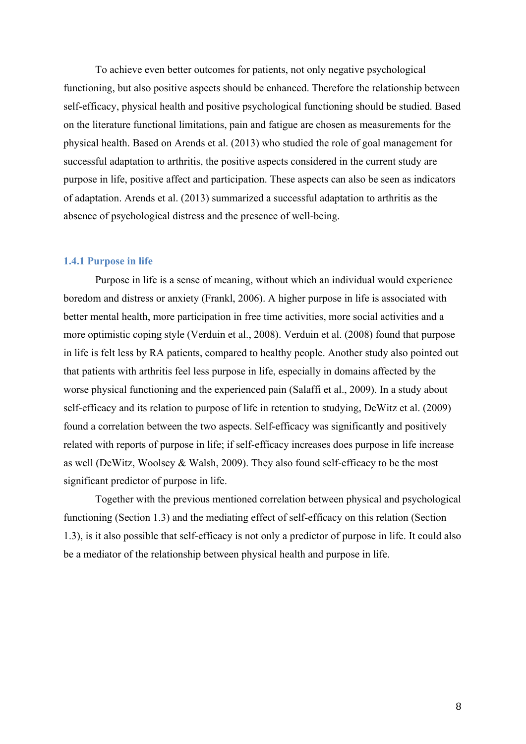To achieve even better outcomes for patients, not only negative psychological functioning, but also positive aspects should be enhanced. Therefore the relationship between self-efficacy, physical health and positive psychological functioning should be studied. Based on the literature functional limitations, pain and fatigue are chosen as measurements for the physical health. Based on Arends et al. (2013) who studied the role of goal management for successful adaptation to arthritis, the positive aspects considered in the current study are purpose in life, positive affect and participation. These aspects can also be seen as indicators of adaptation. Arends et al. (2013) summarized a successful adaptation to arthritis as the absence of psychological distress and the presence of well-being.

### 1.4.1 Purpose in life

Purpose in life is a sense of meaning, without which an individual would experience boredom and distress or anxiety (Frankl, 2006). A higher purpose in life is associated with better mental health, more participation in free time activities, more social activities and a more optimistic coping style (Verduin et al., 2008). Verduin et al. (2008) found that purpose in life is felt less by RA patients, compared to healthy people. Another study also pointed out that patients with arthritis feel less purpose in life, especially in domains affected by the worse physical functioning and the experienced pain (Salaffi et al., 2009). In a study about self-efficacy and its relation to purpose of life in retention to studying, DeWitz et al. (2009) found a correlation between the two aspects. Self-efficacy was significantly and positively related with reports of purpose in life; if self-efficacy increases does purpose in life increase as well (DeWitz, Woolsey & Walsh, 2009). They also found self-efficacy to be the most significant predictor of purpose in life.

Together with the previous mentioned correlation between physical and psychological functioning (Section 1.3) and the mediating effect of self-efficacy on this relation (Section 1.3), is it also possible that self-efficacy is not only a predictor of purpose in life. It could also be a mediator of the relationship between physical health and purpose in life.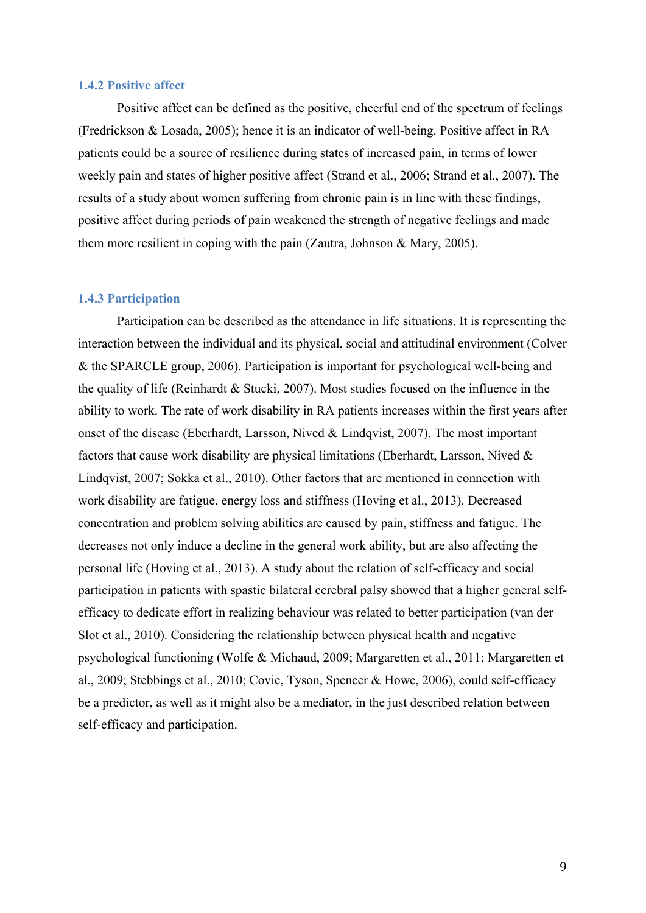### 1.4.2 Positive affect

Positive affect can be defined as the positive, cheerful end of the spectrum of feelings (Fredrickson & Losada, 2005); hence it is an indicator of well-being. Positive affect in RA patients could be a source of resilience during states of increased pain, in terms of lower weekly pain and states of higher positive affect (Strand et al., 2006; Strand et al., 2007). The results of a study about women suffering from chronic pain is in line with these findings, positive affect during periods of pain weakened the strength of negative feelings and made them more resilient in coping with the pain (Zautra, Johnson & Mary, 2005).

### 1.4.3 Participation

Participation can be described as the attendance in life situations. It is representing the interaction between the individual and its physical, social and attitudinal environment (Colver & the SPARCLE group, 2006). Participation is important for psychological well-being and the quality of life (Reinhardt & Stucki, 2007). Most studies focused on the influence in the ability to work. The rate of work disability in RA patients increases within the first years after onset of the disease (Eberhardt, Larsson, Nived & Lindqvist, 2007). The most important factors that cause work disability are physical limitations (Eberhardt, Larsson, Nived & Lindqvist, 2007; Sokka et al., 2010). Other factors that are mentioned in connection with work disability are fatigue, energy loss and stiffness (Hoving et al., 2013). Decreased concentration and problem solving abilities are caused by pain, stiffness and fatigue. The decreases not only induce a decline in the general work ability, but are also affecting the personal life (Hoving et al., 2013). A study about the relation of self-efficacy and social participation in patients with spastic bilateral cerebral palsy showed that a higher general self-efficacy to dedicate effort in realizing behaviour was related to better participation (van der Slot et al., 2010). Considering the relationship between physical health and negative psychological functioning (Wolfe & Michaud, 2009; Margaretten et al., 2011; Margaretten et al., 2009; Stebbings et al., 2010; Covic, Tyson, Spencer & Howe, 2006), could self-efficacy be a predictor, as well as it might also be a mediator, in the just described relation between self-efficacy and participation.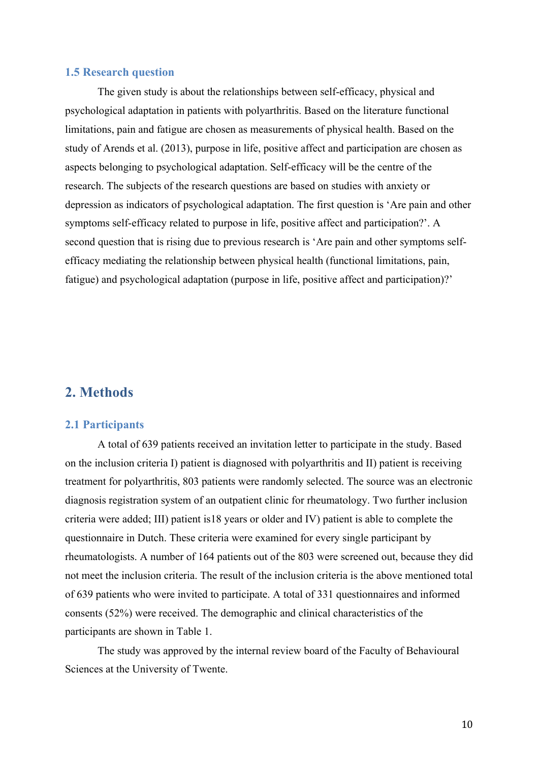### 1.5 Research question

The given study is about the relationships between self-efficacy, physical and psychological adaptation in patients with polyarthritis. Based on the literature functional limitations, pain and fatigue are chosen as measurements of physical health. Based on the study of Arends et al. (2013), purpose in life, positive affect and participation are chosen as aspects belonging to psychological adaptation. Self-efficacy will be the centre of the research. The subjects of the research questions are based on studies with anxiety or depression as indicators of psychological adaptation. The first question is 'Are pain and other symptoms self-efficacy related to purpose in life, positive affect and participation?'. A second question that is rising due to previous research is 'Are pain and other symptoms self-efficacy mediating the relationship between physical health (functional limitations, pain, fatigue) and psychological adaptation (purpose in life, positive affect and participation)?'

## 2. Methods

### 2.1 Participants

A total of 639 patients received an invitation letter to participate in the study. Based on the inclusion criteria I) patient is diagnosed with polyarthritis and II) patient is receiving treatment for polyarthritis, 803 patients were randomly selected. The source was an electronic diagnosis registration system of an outpatient clinic for rheumatology. Two further inclusion criteria were added; III) patient is18 years or older and IV) patient is able to complete the questionnaire in Dutch. These criteria were examined for every single participant by rheumatologists. A number of 164 patients out of the 803 were screened out, because they did not meet the inclusion criteria. The result of the inclusion criteria is the above mentioned total of 639 patients who were invited to participate. A total of 331 questionnaires and informed consents (52%) were received. The demographic and clinical characteristics of the participants are shown in Table 1.

The study was approved by the internal review board of the Faculty of Behavioural Sciences at the University of Twente.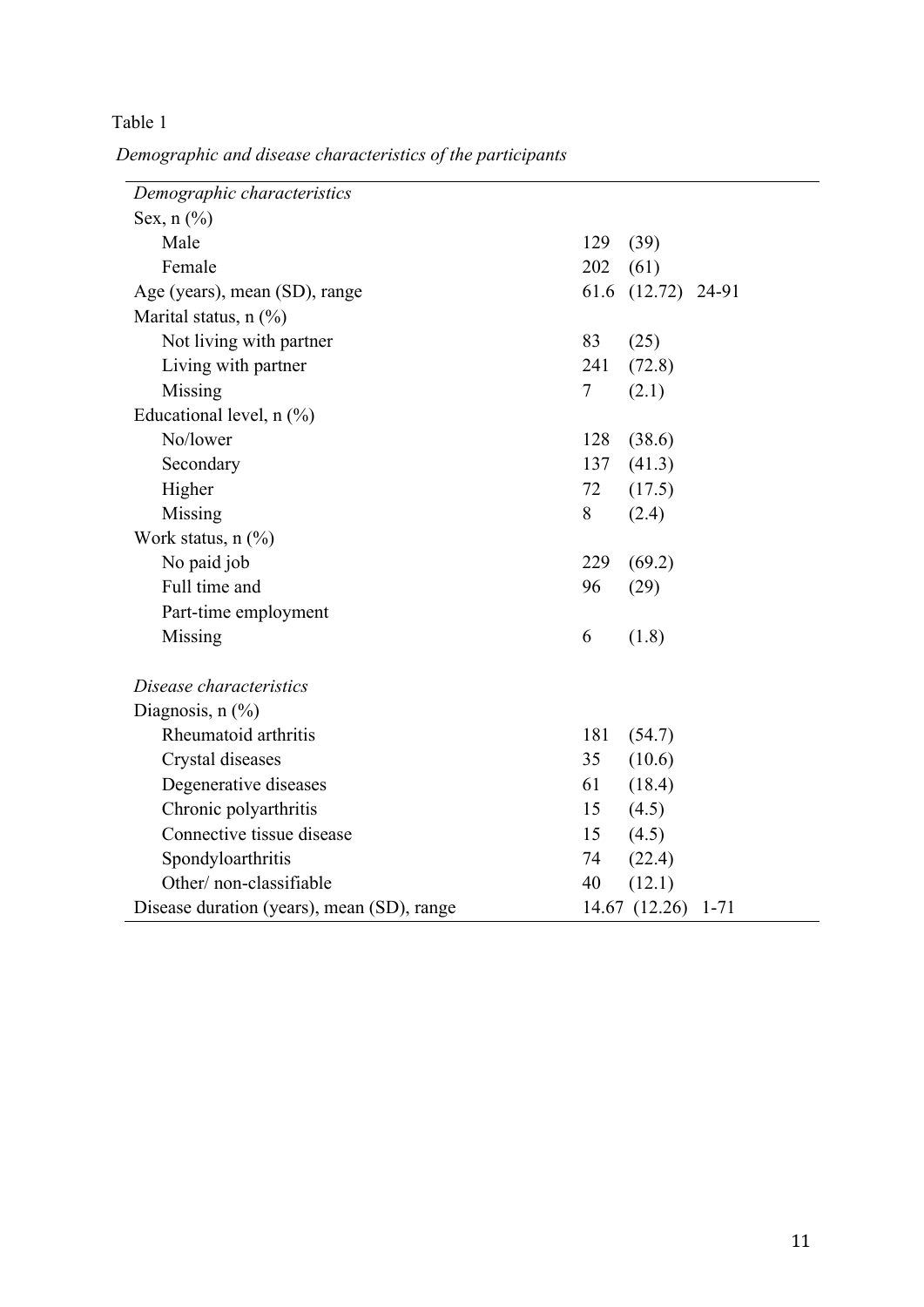Table 1

*Demographic and disease characteristics of the participants*

| | |
|---|---|
| *Demographic characteristics* | |
| Sex, n (%) | |
| Male | 129 (39) |
| Female | 202 (61) |
| Age (years), mean (SD), range | 61.6 (12.72) 24-91 |
| Marital status, n (%) | |
| Not living with partner | 83 (25) |
| Living with partner | 241 (72.8) |
| Missing | 7 (2.1) |
| Educational level, n (%) | |
| No/lower | 128 (38.6) |
| Secondary | 137 (41.3) |
| Higher | 72 (17.5) |
| Missing | 8 (2.4) |
| Work status, n (%) | |
| No paid job | 229 (69.2) |
| Full time and Part-time employment | 96 (29) |
| Missing | 6 (1.8) |
| *Disease characteristics* | |
| Diagnosis, n (%) | |
| Rheumatoid arthritis | 181 (54.7) |
| Crystal diseases | 35 (10.6) |
| Degenerative diseases | 61 (18.4) |
| Chronic polyarthritis | 15 (4.5) |
| Connective tissue disease | 15 (4.5) |
| Spondyloarthritis | 74 (22.4) |
| Other/ non-classifiable | 40 (12.1) |
| Disease duration (years), mean (SD), range | 14.67 (12.26) 1-71 |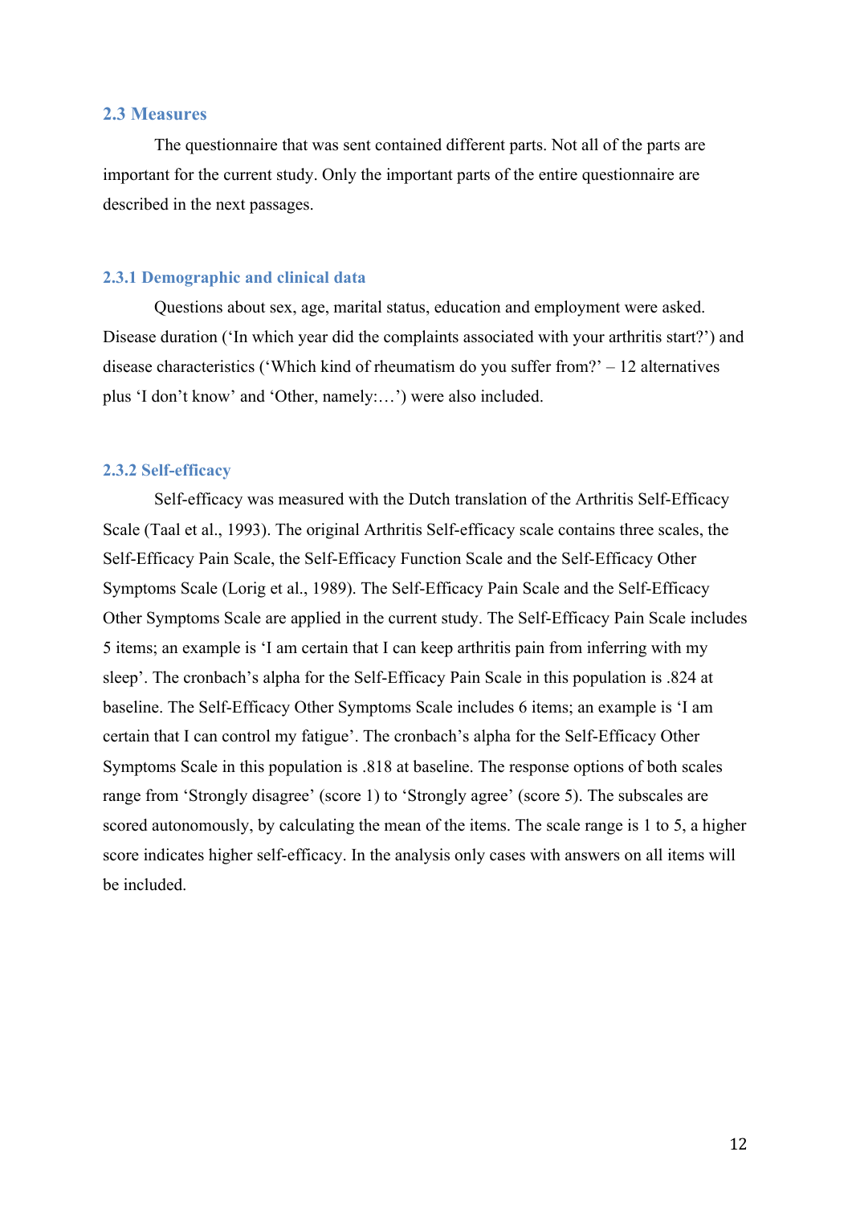## 2.3 Measures

The questionnaire that was sent contained different parts. Not all of the parts are important for the current study. Only the important parts of the entire questionnaire are described in the next passages.

### 2.3.1 Demographic and clinical data

Questions about sex, age, marital status, education and employment were asked. Disease duration ('In which year did the complaints associated with your arthritis start?') and disease characteristics ('Which kind of rheumatism do you suffer from?' – 12 alternatives plus 'I don't know' and 'Other, namely:…') were also included.

### 2.3.2 Self-efficacy

Self-efficacy was measured with the Dutch translation of the Arthritis Self-Efficacy Scale (Taal et al., 1993). The original Arthritis Self-efficacy scale contains three scales, the Self-Efficacy Pain Scale, the Self-Efficacy Function Scale and the Self-Efficacy Other Symptoms Scale (Lorig et al., 1989). The Self-Efficacy Pain Scale and the Self-Efficacy Other Symptoms Scale are applied in the current study. The Self-Efficacy Pain Scale includes 5 items; an example is 'I am certain that I can keep arthritis pain from inferring with my sleep'. The cronbach's alpha for the Self-Efficacy Pain Scale in this population is .824 at baseline. The Self-Efficacy Other Symptoms Scale includes 6 items; an example is 'I am certain that I can control my fatigue'. The cronbach's alpha for the Self-Efficacy Other Symptoms Scale in this population is .818 at baseline. The response options of both scales range from 'Strongly disagree' (score 1) to 'Strongly agree' (score 5). The subscales are scored autonomously, by calculating the mean of the items. The scale range is 1 to 5, a higher score indicates higher self-efficacy. In the analysis only cases with answers on all items will be included.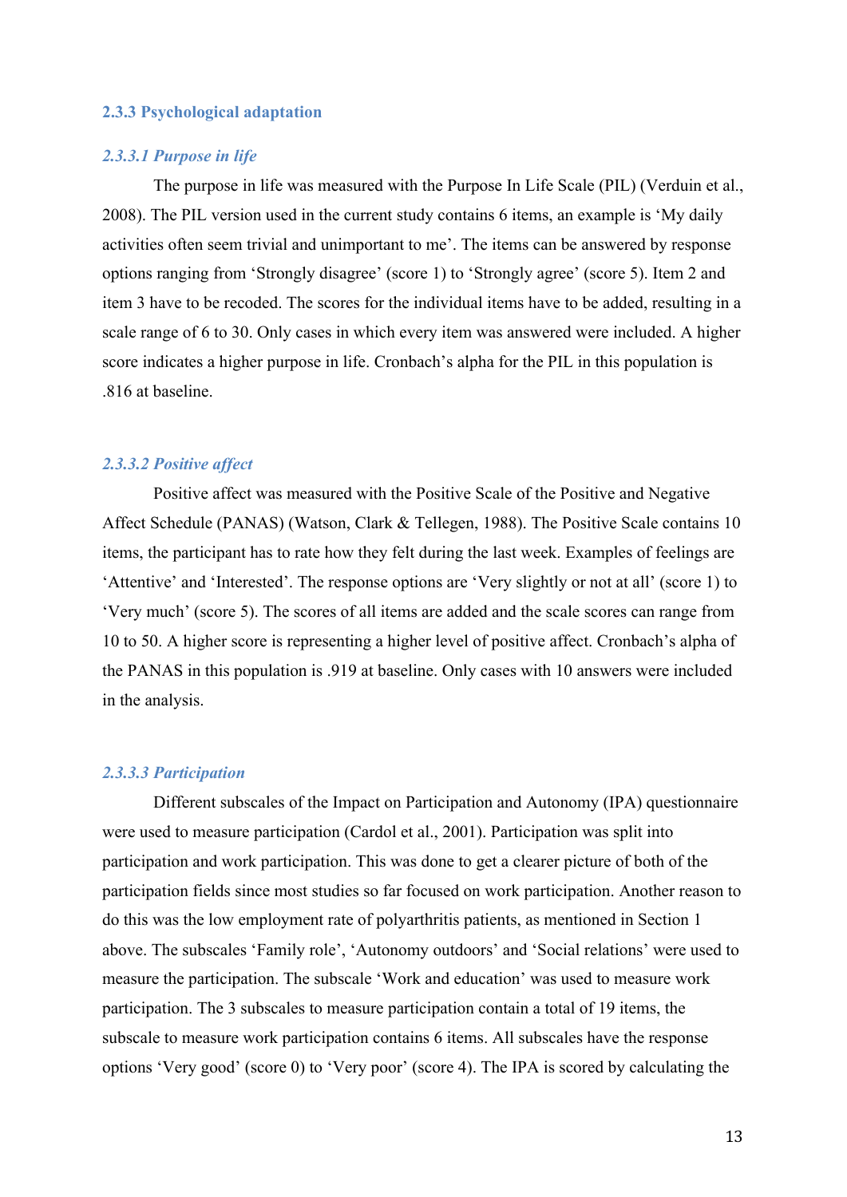### 2.3.3 Psychological adaptation

#### *2.3.3.1 Purpose in life*

The purpose in life was measured with the Purpose In Life Scale (PIL) (Verduin et al., 2008). The PIL version used in the current study contains 6 items, an example is 'My daily activities often seem trivial and unimportant to me'. The items can be answered by response options ranging from 'Strongly disagree' (score 1) to 'Strongly agree' (score 5). Item 2 and item 3 have to be recoded. The scores for the individual items have to be added, resulting in a scale range of 6 to 30. Only cases in which every item was answered were included. A higher score indicates a higher purpose in life. Cronbach's alpha for the PIL in this population is .816 at baseline.

#### *2.3.3.2 Positive affect*

Positive affect was measured with the Positive Scale of the Positive and Negative Affect Schedule (PANAS) (Watson, Clark & Tellegen, 1988). The Positive Scale contains 10 items, the participant has to rate how they felt during the last week. Examples of feelings are 'Attentive' and 'Interested'. The response options are 'Very slightly or not at all' (score 1) to 'Very much' (score 5). The scores of all items are added and the scale scores can range from 10 to 50. A higher score is representing a higher level of positive affect. Cronbach's alpha of the PANAS in this population is .919 at baseline. Only cases with 10 answers were included in the analysis.

#### *2.3.3.3 Participation*

Different subscales of the Impact on Participation and Autonomy (IPA) questionnaire were used to measure participation (Cardol et al., 2001). Participation was split into participation and work participation. This was done to get a clearer picture of both of the participation fields since most studies so far focused on work participation. Another reason to do this was the low employment rate of polyarthritis patients, as mentioned in Section 1 above. The subscales 'Family role', 'Autonomy outdoors' and 'Social relations' were used to measure the participation. The subscale 'Work and education' was used to measure work participation. The 3 subscales to measure participation contain a total of 19 items, the subscale to measure work participation contains 6 items. All subscales have the response options 'Very good' (score 0) to 'Very poor' (score 4). The IPA is scored by calculating the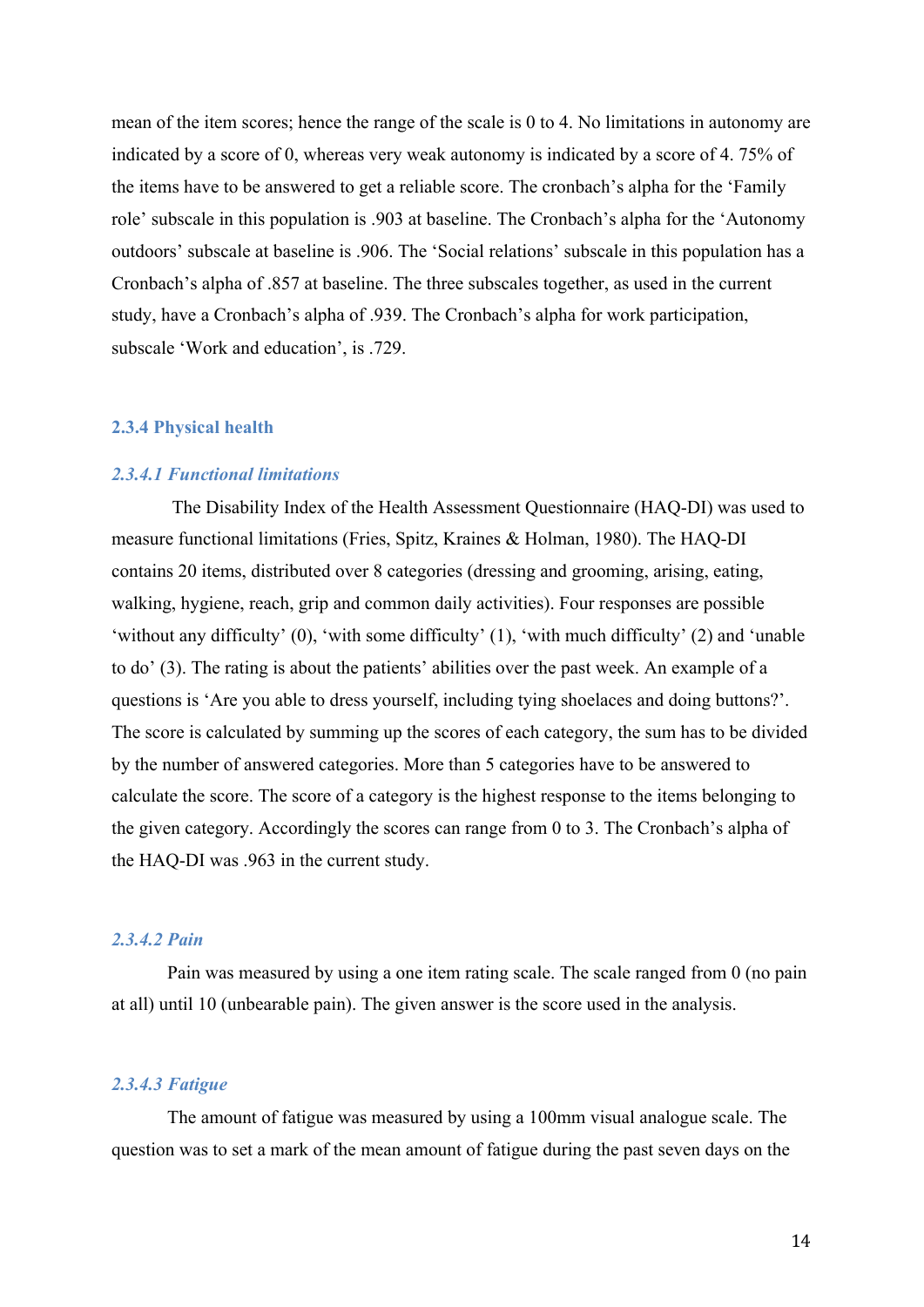mean of the item scores; hence the range of the scale is 0 to 4. No limitations in autonomy are indicated by a score of 0, whereas very weak autonomy is indicated by a score of 4. 75% of the items have to be answered to get a reliable score. The cronbach's alpha for the 'Family role' subscale in this population is .903 at baseline. The Cronbach's alpha for the 'Autonomy outdoors' subscale at baseline is .906. The 'Social relations' subscale in this population has a Cronbach's alpha of .857 at baseline. The three subscales together, as used in the current study, have a Cronbach's alpha of .939. The Cronbach's alpha for work participation, subscale 'Work and education', is .729.

### 2.3.4 Physical health

#### *2.3.4.1 Functional limitations*

The Disability Index of the Health Assessment Questionnaire (HAQ-DI) was used to measure functional limitations (Fries, Spitz, Kraines & Holman, 1980). The HAQ-DI contains 20 items, distributed over 8 categories (dressing and grooming, arising, eating, walking, hygiene, reach, grip and common daily activities). Four responses are possible 'without any difficulty' (0), 'with some difficulty' (1), 'with much difficulty' (2) and 'unable to do' (3). The rating is about the patients' abilities over the past week. An example of a questions is 'Are you able to dress yourself, including tying shoelaces and doing buttons?'. The score is calculated by summing up the scores of each category, the sum has to be divided by the number of answered categories. More than 5 categories have to be answered to calculate the score. The score of a category is the highest response to the items belonging to the given category. Accordingly the scores can range from 0 to 3. The Cronbach's alpha of the HAQ-DI was .963 in the current study.

#### *2.3.4.2 Pain*

Pain was measured by using a one item rating scale. The scale ranged from 0 (no pain at all) until 10 (unbearable pain). The given answer is the score used in the analysis.

#### *2.3.4.3 Fatigue*

The amount of fatigue was measured by using a 100mm visual analogue scale. The question was to set a mark of the mean amount of fatigue during the past seven days on the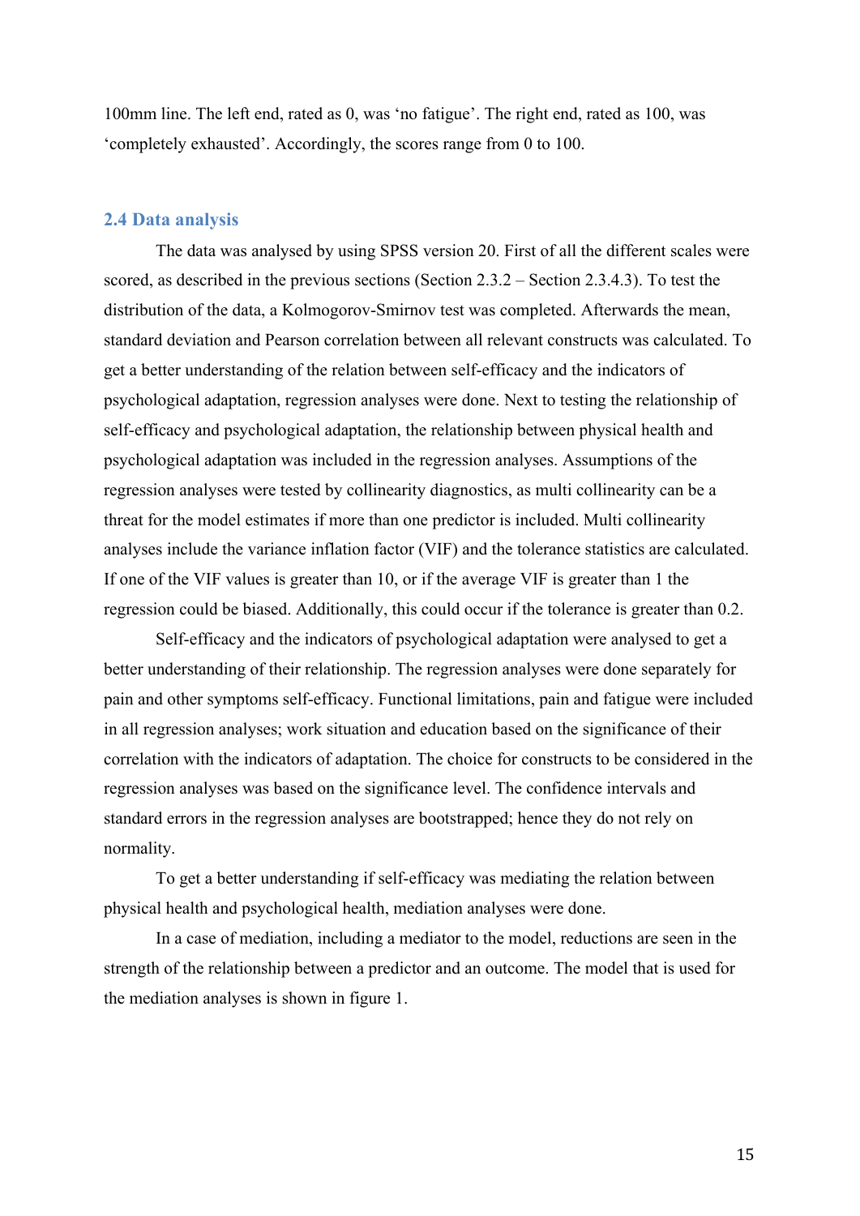100mm line. The left end, rated as 0, was 'no fatigue'. The right end, rated as 100, was 'completely exhausted'. Accordingly, the scores range from 0 to 100.

## 2.4 Data analysis

The data was analysed by using SPSS version 20. First of all the different scales were scored, as described in the previous sections (Section 2.3.2 – Section 2.3.4.3). To test the distribution of the data, a Kolmogorov-Smirnov test was completed. Afterwards the mean, standard deviation and Pearson correlation between all relevant constructs was calculated. To get a better understanding of the relation between self-efficacy and the indicators of psychological adaptation, regression analyses were done. Next to testing the relationship of self-efficacy and psychological adaptation, the relationship between physical health and psychological adaptation was included in the regression analyses. Assumptions of the regression analyses were tested by collinearity diagnostics, as multi collinearity can be a threat for the model estimates if more than one predictor is included. Multi collinearity analyses include the variance inflation factor (VIF) and the tolerance statistics are calculated. If one of the VIF values is greater than 10, or if the average VIF is greater than 1 the regression could be biased. Additionally, this could occur if the tolerance is greater than 0.2.

Self-efficacy and the indicators of psychological adaptation were analysed to get a better understanding of their relationship. The regression analyses were done separately for pain and other symptoms self-efficacy. Functional limitations, pain and fatigue were included in all regression analyses; work situation and education based on the significance of their correlation with the indicators of adaptation. The choice for constructs to be considered in the regression analyses was based on the significance level. The confidence intervals and standard errors in the regression analyses are bootstrapped; hence they do not rely on normality.

To get a better understanding if self-efficacy was mediating the relation between physical health and psychological health, mediation analyses were done.

In a case of mediation, including a mediator to the model, reductions are seen in the strength of the relationship between a predictor and an outcome. The model that is used for the mediation analyses is shown in figure 1.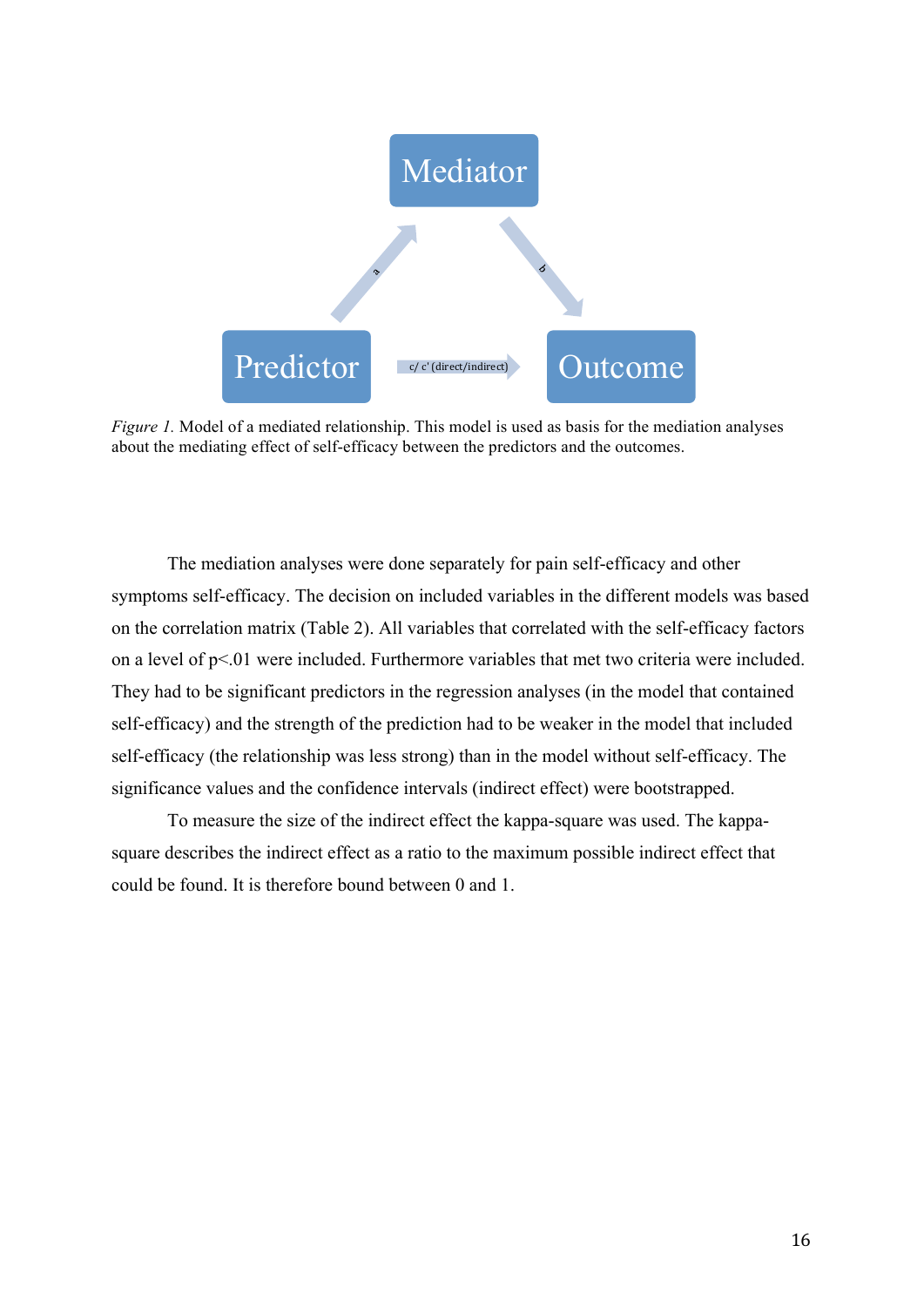*Figure 1.* Model of a mediated relationship. This model is used as basis for the mediation analyses about the mediating effect of self-efficacy between the predictors and the outcomes.

The mediation analyses were done separately for pain self-efficacy and other symptoms self-efficacy. The decision on included variables in the different models was based on the correlation matrix (Table 2). All variables that correlated with the self-efficacy factors on a level of $p<.01$ were included. Furthermore variables that met two criteria were included. They had to be significant predictors in the regression analyses (in the model that contained self-efficacy) and the strength of the prediction had to be weaker in the model that included self-efficacy (the relationship was less strong) than in the model without self-efficacy. The significance values and the confidence intervals (indirect effect) were bootstrapped.

To measure the size of the indirect effect the kappa-square was used. The kappa-square describes the indirect effect as a ratio to the maximum possible indirect effect that could be found. It is therefore bound between 0 and 1.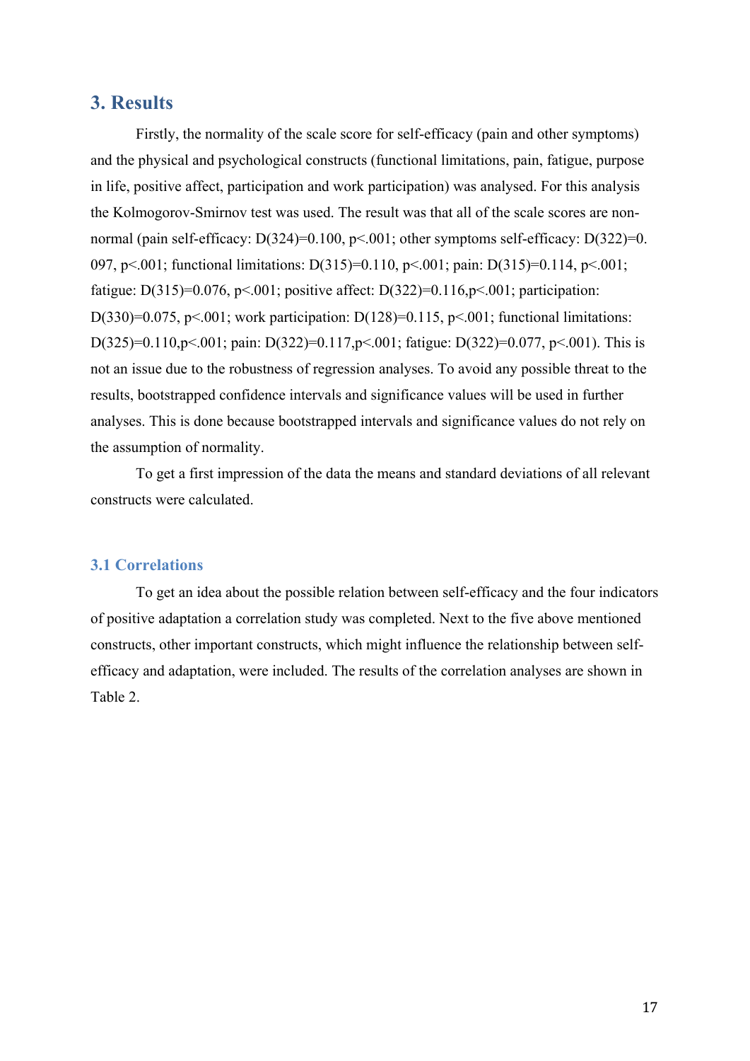# 3. Results

Firstly, the normality of the scale score for self-efficacy (pain and other symptoms) and the physical and psychological constructs (functional limitations, pain, fatigue, purpose in life, positive affect, participation and work participation) was analysed. For this analysis the Kolmogorov-Smirnov test was used. The result was that all of the scale scores are non-normal (pain self-efficacy: $D(324)=0.100$, $p<.001$; other symptoms self-efficacy: $D(322)=0.097$, $p<.001$; functional limitations: $D(315)=0.110$, $p<.001$; pain: $D(315)=0.114$, $p<.001$; fatigue: $D(315)=0.076$, $p<.001$; positive affect: $D(322)=0.116$, $p<.001$; participation: $D(330)=0.075$, $p<.001$; work participation: $D(128)=0.115$, $p<.001$; functional limitations: $D(325)=0.110$, $p<.001$; pain: $D(322)=0.117$, $p<.001$; fatigue: $D(322)=0.077$, $p<.001$). This is not an issue due to the robustness of regression analyses. To avoid any possible threat to the results, bootstrapped confidence intervals and significance values will be used in further analyses. This is done because bootstrapped intervals and significance values do not rely on the assumption of normality.

To get a first impression of the data the means and standard deviations of all relevant constructs were calculated.

## 3.1 Correlations

To get an idea about the possible relation between self-efficacy and the four indicators of positive adaptation a correlation study was completed. Next to the five above mentioned constructs, other important constructs, which might influence the relationship between self-efficacy and adaptation, were included. The results of the correlation analyses are shown in Table 2.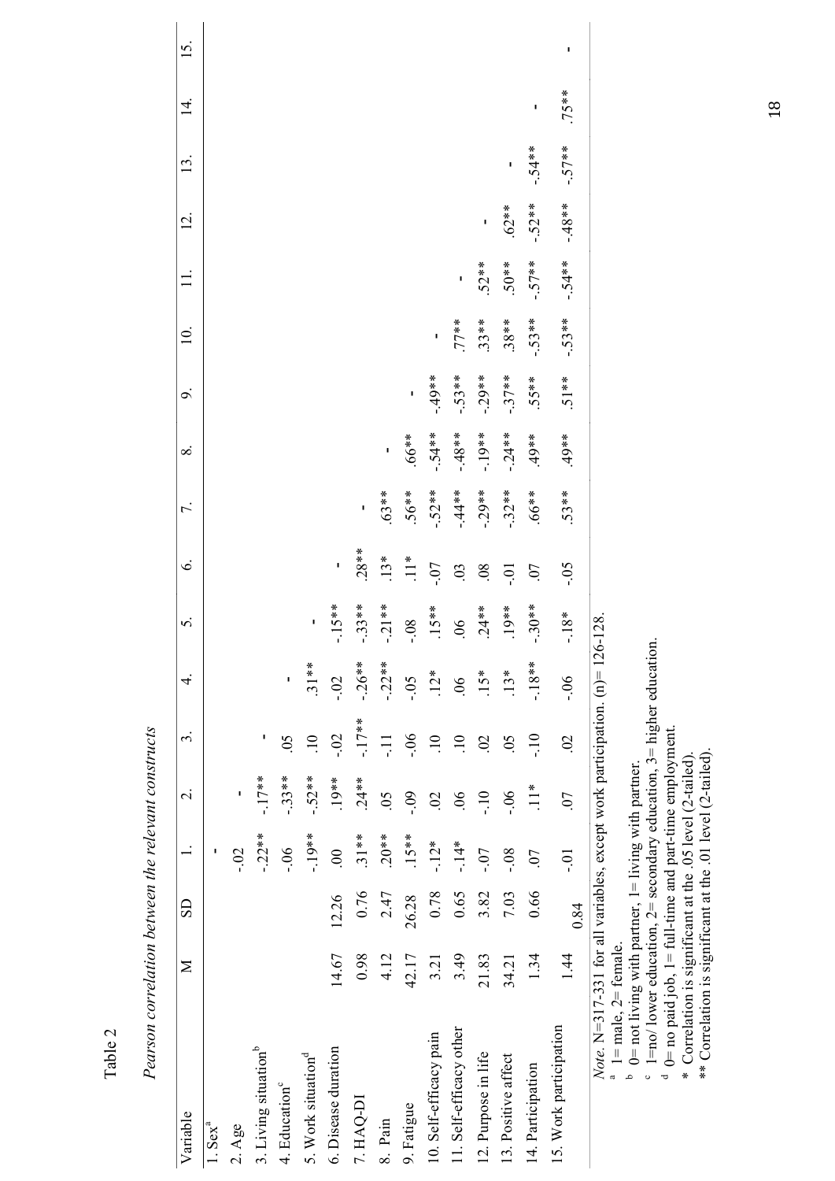Table 2

*Pearson correlation between the relevant constructs*

| Variable | M | SD | 1. | 2. | 3. | 4. | 5. | 6. | 7. | 8. | 9. | 10. | 11. | 12. | 13. | 14. | 15. |
|---|---|---|---|---|---|---|---|---|---|---|---|---|---|---|---|---|---|
| 1. Sex[a] | | | - | | | | | | | | | | | | | | |
| 2. Age | | | -.02 | - | | | | | | | | | | | | | |
| 3. Living situation[b] | | | -.22** | -.17** | - | | | | | | | | | | | | |
| 4. Education[c] | | | -.06 | -.33** | .05 | - | | | | | | | | | | | |
| 5. Work situation[d] | | | -.19** | -.52** | .10 | .31** | - | | | | | | | | | | |
| 6. Disease duration | 14.67 | 12.26 | .00 | .19** | -.02 | -.02 | -.15** | - | | | | | | | | | |
| 7. HAQ-DI | 0.98 | 0.76 | .31** | .24** | -.17** | -.26** | -.33** | .28** | - | | | | | | | | |
| 8. Pain | 4.12 | 2.47 | .20** | .05 | -.11 | -.22** | -.21** | .13* | .63** | - | | | | | | | |
| 9. Fatigue | 42.17 | 26.28 | .15** | -.09 | -.06 | -.05 | -.08 | .11* | .56** | .66** | - | | | | | | |
| 10. Self-efficacy pain | 3.21 | 0.78 | -.12* | .02 | .10 | .12* | .15** | -.07 | -.52** | -.54** | -.49** | - | | | | | |
| 11. Self-efficacy other | 3.49 | 0.65 | -.14* | .06 | .10 | .06 | .06 | .03 | -.44** | -.48** | -.53** | .77** | - | | | | |
| 12. Purpose in life | 21.83 | 3.82 | -.07 | -.10 | .02 | .15* | .24** | .08 | -.29** | -.19** | -.29** | .33** | .52** | - | | | |
| 13. Positive affect | 34.21 | 7.03 | -.08 | -.06 | .05 | .13* | .19** | -.01 | -.32** | -.24** | -.37** | .38** | .50** | .62** | - | | |
| 14. Participation | 1.34 | 0.66 | .07 | .11* | -.10 | -.18** | -.30** | .07 | .66** | .49** | .55** | -.53** | -.57** | -.52** | -.54** | - | |
| 15. Work participation | 1.44 | 0.84 | -.01 | .07 | .02 | -.06 | -.18* | -.05 | .53** | .49** | .51** | -.53** | -.54** | -.48** | -.57** | .75** | - |

*Note*. N=317-331 for all variables, except work participation. (n)= 126-128.

[a] 1= male, 2= female.

[b] 0= not living with partner, 1= living with partner.

[c] 1=no/ lower education, 2= secondary education, 3= higher education.

[d] 0= no paid job, 1= full-time and part-time employment.

\* Correlation is significant at the .05 level (2-tailed).

\*\* Correlation is significant at the .01 level (2-tailed).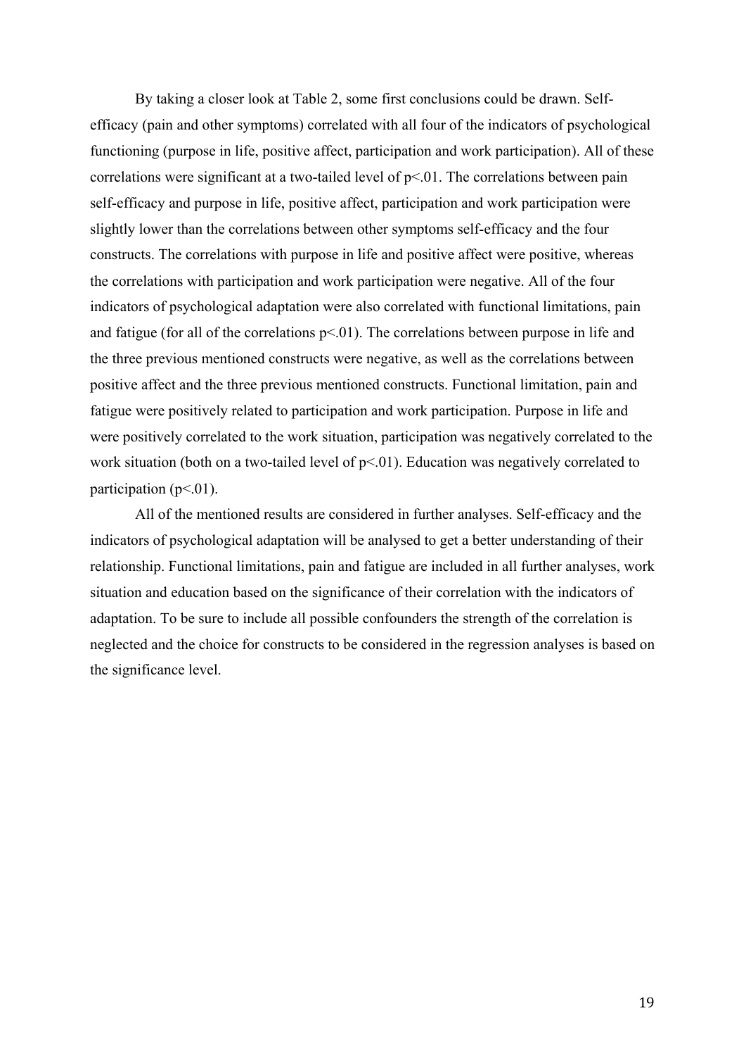By taking a closer look at Table 2, some first conclusions could be drawn. Self-efficacy (pain and other symptoms) correlated with all four of the indicators of psychological functioning (purpose in life, positive affect, participation and work participation). All of these correlations were significant at a two-tailed level of $p<.01$. The correlations between pain self-efficacy and purpose in life, positive affect, participation and work participation were slightly lower than the correlations between other symptoms self-efficacy and the four constructs. The correlations with purpose in life and positive affect were positive, whereas the correlations with participation and work participation were negative. All of the four indicators of psychological adaptation were also correlated with functional limitations, pain and fatigue (for all of the correlations $p<.01$). The correlations between purpose in life and the three previous mentioned constructs were negative, as well as the correlations between positive affect and the three previous mentioned constructs. Functional limitation, pain and fatigue were positively related to participation and work participation. Purpose in life and were positively correlated to the work situation, participation was negatively correlated to the work situation (both on a two-tailed level of $p<.01$). Education was negatively correlated to participation ($p<.01$).

All of the mentioned results are considered in further analyses. Self-efficacy and the indicators of psychological adaptation will be analysed to get a better understanding of their relationship. Functional limitations, pain and fatigue are included in all further analyses, work situation and education based on the significance of their correlation with the indicators of adaptation. To be sure to include all possible confounders the strength of the correlation is neglected and the choice for constructs to be considered in the regression analyses is based on the significance level.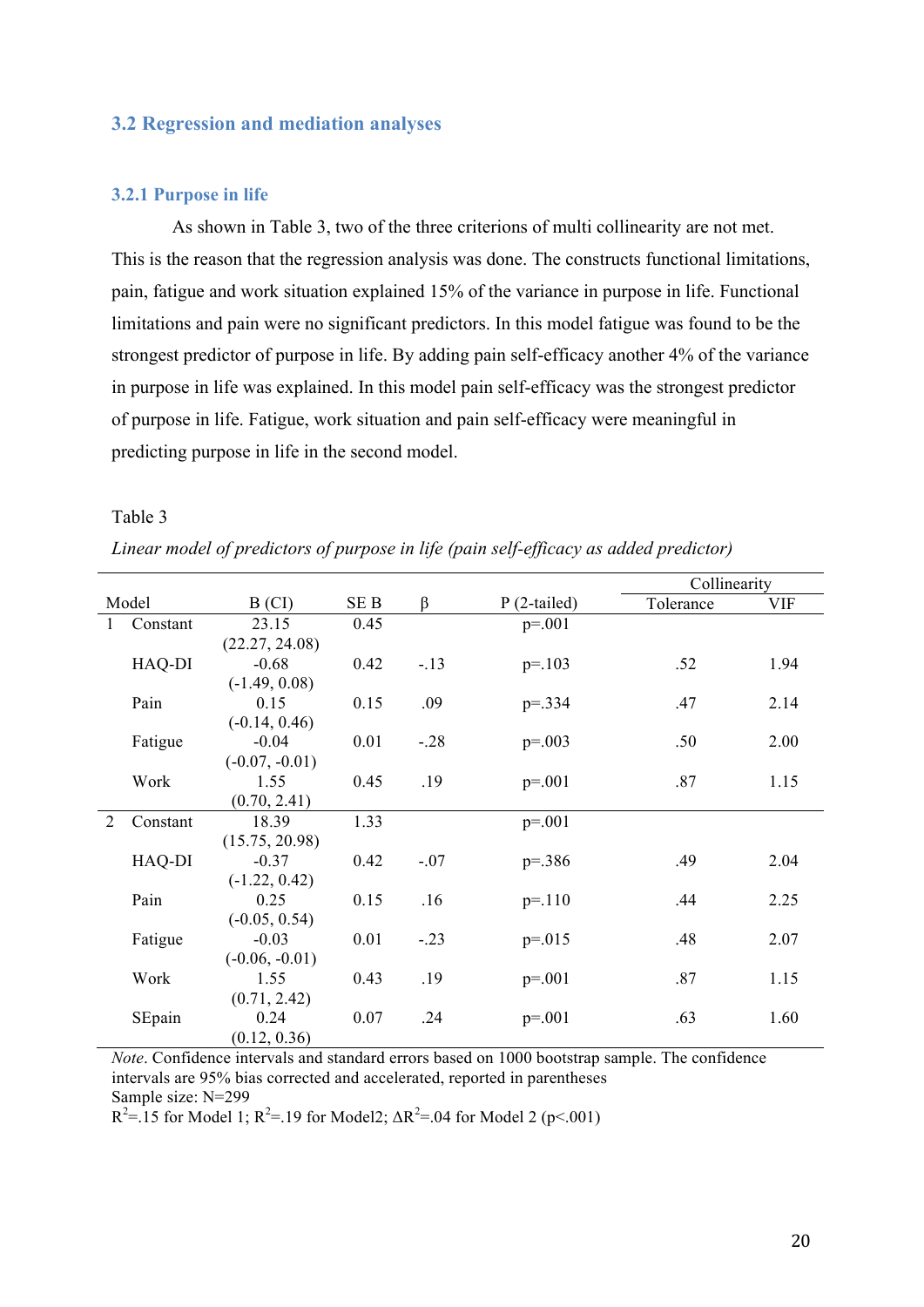## 3.2 Regression and mediation analyses

### 3.2.1 Purpose in life

As shown in Table 3, two of the three criterions of multi collinearity are not met. This is the reason that the regression analysis was done. The constructs functional limitations, pain, fatigue and work situation explained 15% of the variance in purpose in life. Functional limitations and pain were no significant predictors. In this model fatigue was found to be the strongest predictor of purpose in life. By adding pain self-efficacy another 4% of the variance in purpose in life was explained. In this model pain self-efficacy was the strongest predictor of purpose in life. Fatigue, work situation and pain self-efficacy were meaningful in predicting purpose in life in the second model.

Table 3

*Linear model of predictors of purpose in life (pain self-efficacy as added predictor)*

| Model | | B (CI) | SE B | β | P (2-tailed) | Collinearity | |
|---|---|---|---|---|---|---|---|
| | | | | | | Tolerance | VIF |
| 1 | Constant | 23.15 (22.27, 24.08) | 0.45 | | p=.001 | | |
| | HAQ-DI | -0.68 (-1.49, 0.08) | 0.42 | -.13 | p=.103 | .52 | 1.94 |
| | Pain | 0.15 (-0.14, 0.46) | 0.15 | .09 | p=.334 | .47 | 2.14 |
| | Fatigue | -0.04 (-0.07, -0.01) | 0.01 | -.28 | p=.003 | .50 | 2.00 |
| | Work | 1.55 (0.70, 2.41) | 0.45 | .19 | p=.001 | .87 | 1.15 |
| 2 | Constant | 18.39 (15.75, 20.98) | 1.33 | | p=.001 | | |
| | HAQ-DI | -0.37 (-1.22, 0.42) | 0.42 | -.07 | p=.386 | .49 | 2.04 |
| | Pain | 0.25 (-0.05, 0.54) | 0.15 | .16 | p=.110 | .44 | 2.25 |
| | Fatigue | -0.03 (-0.06, -0.01) | 0.01 | -.23 | p=.015 | .48 | 2.07 |
| | Work | 1.55 (0.71, 2.42) | 0.43 | .19 | p=.001 | .87 | 1.15 |
| | SEpain | 0.24 (0.12, 0.36) | 0.07 | .24 | p=.001 | .63 | 1.60 |

*Note*. Confidence intervals and standard errors based on 1000 bootstrap sample. The confidence intervals are 95% bias corrected and accelerated, reported in parentheses
Sample size: N=299
$R^2$=.15 for Model 1; $R^2$=.19 for Model2; $\Delta R^2$=.04 for Model 2 ($p$<.001)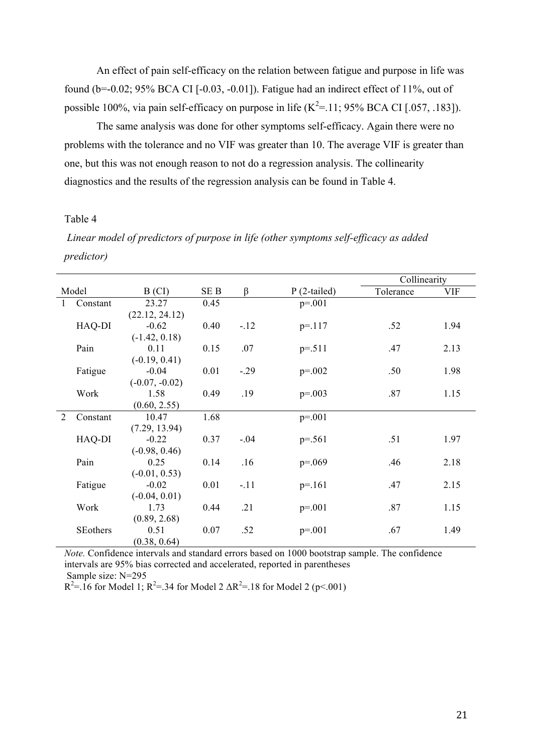An effect of pain self-efficacy on the relation between fatigue and purpose in life was found (b=-0.02; 95% BCA CI [-0.03, -0.01]). Fatigue had an indirect effect of 11%, out of possible 100%, via pain self-efficacy on purpose in life ($K^2$=.11; 95% BCA CI [.057, .183]).

The same analysis was done for other symptoms self-efficacy. Again there were no problems with the tolerance and no VIF was greater than 10. The average VIF is greater than one, but this was not enough reason to not do a regression analysis. The collinearity diagnostics and the results of the regression analysis can be found in Table 4.

Table 4

*Linear model of predictors of purpose in life (other symptoms self-efficacy as added predictor)*

| Model | | B (CI) | SE B | β | P (2-tailed) | Collinearity | |
|---|---|---|---|---|---|---|---|
| | | | | | | Tolerance | VIF |
| 1 | Constant | 23.27 (22.12, 24.12) | 0.45 | | p=.001 | | |
| | HAQ-DI | -0.62 (-1.42, 0.18) | 0.40 | -.12 | p=.117 | .52 | 1.94 |
| | Pain | 0.11 (-0.19, 0.41) | 0.15 | .07 | p=.511 | .47 | 2.13 |
| | Fatigue | -0.04 (-0.07, -0.02) | 0.01 | -.29 | p=.002 | .50 | 1.98 |
| | Work | 1.58 (0.60, 2.55) | 0.49 | .19 | p=.003 | .87 | 1.15 |
| 2 | Constant | 10.47 (7.29, 13.94) | 1.68 | | p=.001 | | |
| | HAQ-DI | -0.22 (-0.98, 0.46) | 0.37 | -.04 | p=.561 | .51 | 1.97 |
| | Pain | 0.25 (-0.01, 0.53) | 0.14 | .16 | p=.069 | .46 | 2.18 |
| | Fatigue | -0.02 (-0.04, 0.01) | 0.01 | -.11 | p=.161 | .47 | 2.15 |
| | Work | 1.73 (0.89, 2.68) | 0.44 | .21 | p=.001 | .87 | 1.15 |
| | SEothers | 0.51 (0.38, 0.64) | 0.07 | .52 | p=.001 | .67 | 1.49 |

*Note.* Confidence intervals and standard errors based on 1000 bootstrap sample. The confidence intervals are 95% bias corrected and accelerated, reported in parentheses

Sample size: N=295

$R^2$=.16 for Model 1; $R^2$=.34 for Model 2 $\Delta R^2$=.18 for Model 2 (p<.001)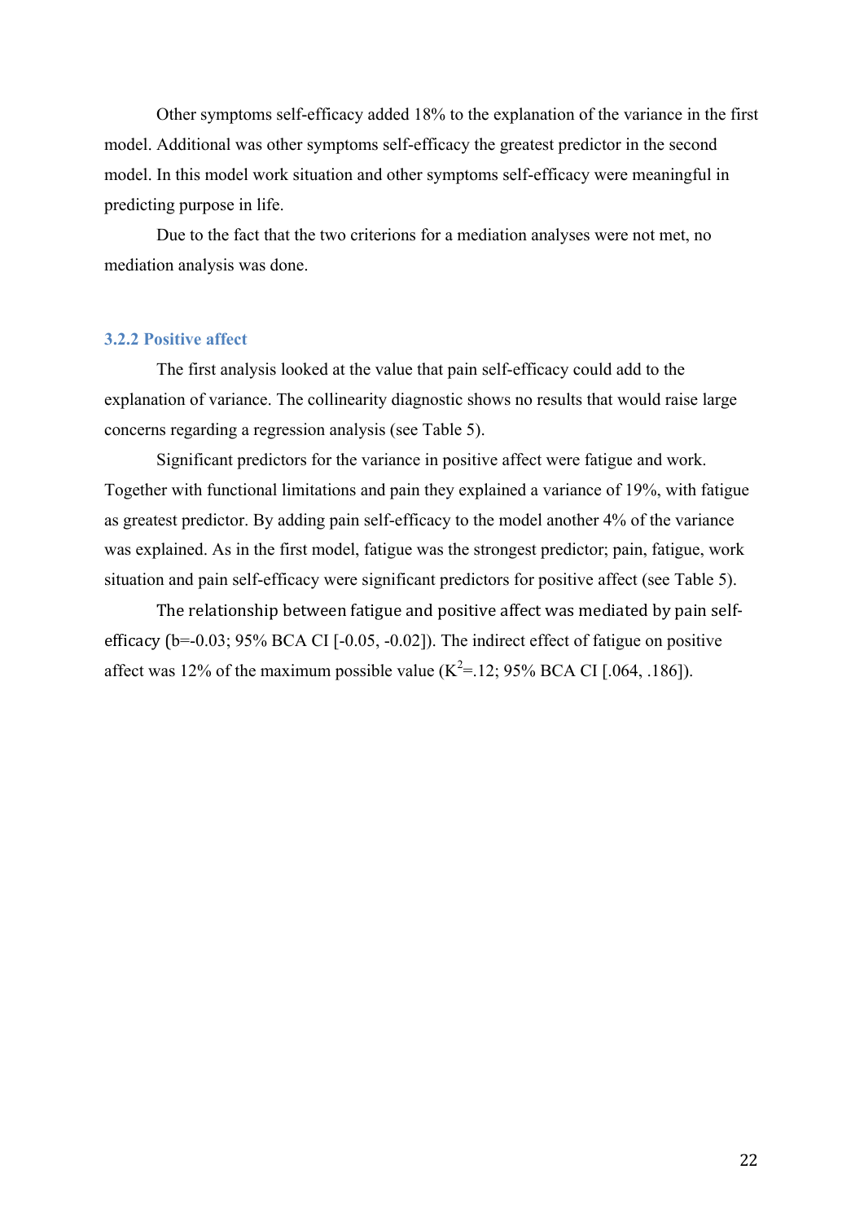Other symptoms self-efficacy added 18% to the explanation of the variance in the first model. Additional was other symptoms self-efficacy the greatest predictor in the second model. In this model work situation and other symptoms self-efficacy were meaningful in predicting purpose in life.

Due to the fact that the two criterions for a mediation analyses were not met, no mediation analysis was done.

### 3.2.2 Positive affect

The first analysis looked at the value that pain self-efficacy could add to the explanation of variance. The collinearity diagnostic shows no results that would raise large concerns regarding a regression analysis (see Table 5).

Significant predictors for the variance in positive affect were fatigue and work. Together with functional limitations and pain they explained a variance of 19%, with fatigue as greatest predictor. By adding pain self-efficacy to the model another 4% of the variance was explained. As in the first model, fatigue was the strongest predictor; pain, fatigue, work situation and pain self-efficacy were significant predictors for positive affect (see Table 5).

The relationship between fatigue and positive affect was mediated by pain self-efficacy (b=-0.03; 95% BCA CI [-0.05, -0.02]). The indirect effect of fatigue on positive affect was 12% of the maximum possible value ($K^2$=.12; 95% BCA CI [.064, .186]).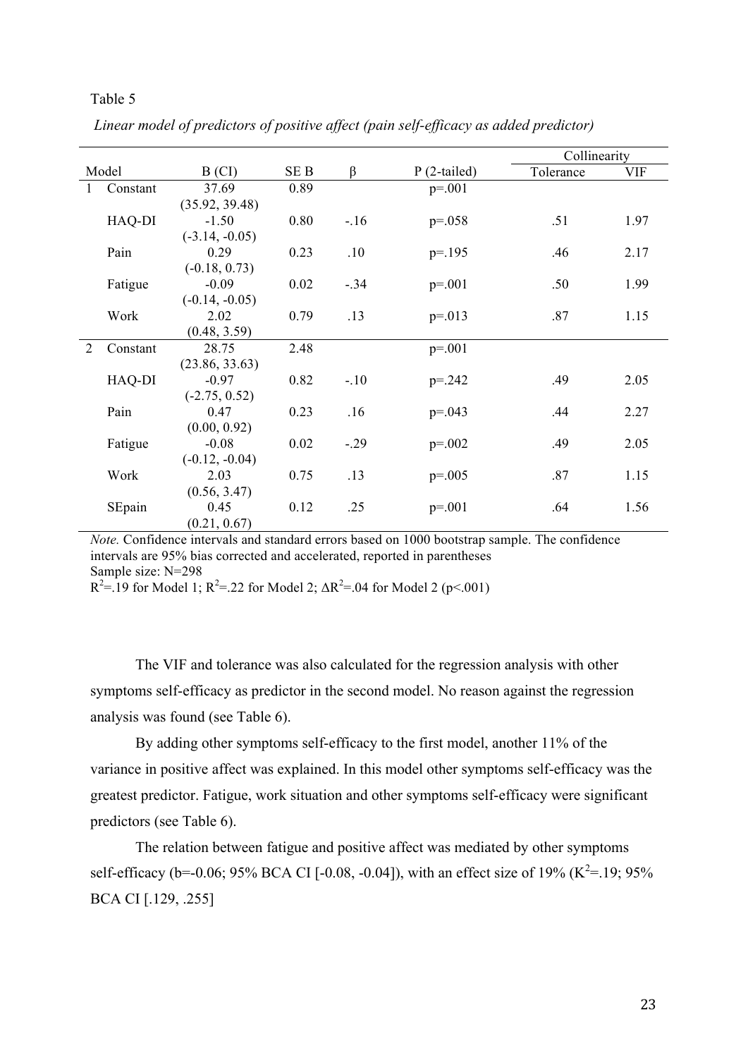Table 5

*Linear model of predictors of positive affect (pain self-efficacy as added predictor)*

| Model | | B (CI) | SE B | β | P (2-tailed) | Collinearity | |
|---|---|---|---|---|---|---|---|
| | | | | | | Tolerance | VIF |
| 1 | Constant | 37.69 (35.92, 39.48) | 0.89 | | p=.001 | | |
| | HAQ-DI | -1.50 (-3.14, -0.05) | 0.80 | -.16 | p=.058 | .51 | 1.97 |
| | Pain | 0.29 (-0.18, 0.73) | 0.23 | .10 | p=.195 | .46 | 2.17 |
| | Fatigue | -0.09 (-0.14, -0.05) | 0.02 | -.34 | p=.001 | .50 | 1.99 |
| | Work | 2.02 (0.48, 3.59) | 0.79 | .13 | p=.013 | .87 | 1.15 |
| 2 | Constant | 28.75 (23.86, 33.63) | 2.48 | | p=.001 | | |
| | HAQ-DI | -0.97 (-2.75, 0.52) | 0.82 | -.10 | p=.242 | .49 | 2.05 |
| | Pain | 0.47 (0.00, 0.92) | 0.23 | .16 | p=.043 | .44 | 2.27 |
| | Fatigue | -0.08 (-0.12, -0.04) | 0.02 | -.29 | p=.002 | .49 | 2.05 |
| | Work | 2.03 (0.56, 3.47) | 0.75 | .13 | p=.005 | .87 | 1.15 |
| | SEpain | 0.45 (0.21, 0.67) | 0.12 | .25 | p=.001 | .64 | 1.56 |

*Note.* Confidence intervals and standard errors based on 1000 bootstrap sample. The confidence intervals are 95% bias corrected and accelerated, reported in parentheses
Sample size: N=298
$R^2$=.19 for Model 1; $R^2$=.22 for Model 2; $\Delta R^2$=.04 for Model 2 ($p$<.001)

The VIF and tolerance was also calculated for the regression analysis with other symptoms self-efficacy as predictor in the second model. No reason against the regression analysis was found (see Table 6).

By adding other symptoms self-efficacy to the first model, another 11% of the variance in positive affect was explained. In this model other symptoms self-efficacy was the greatest predictor. Fatigue, work situation and other symptoms self-efficacy were significant predictors (see Table 6).

The relation between fatigue and positive affect was mediated by other symptoms self-efficacy (b=-0.06; 95% BCA CI [-0.08, -0.04]), with an effect size of 19% ($K^2$=.19; 95% BCA CI [.129, .255]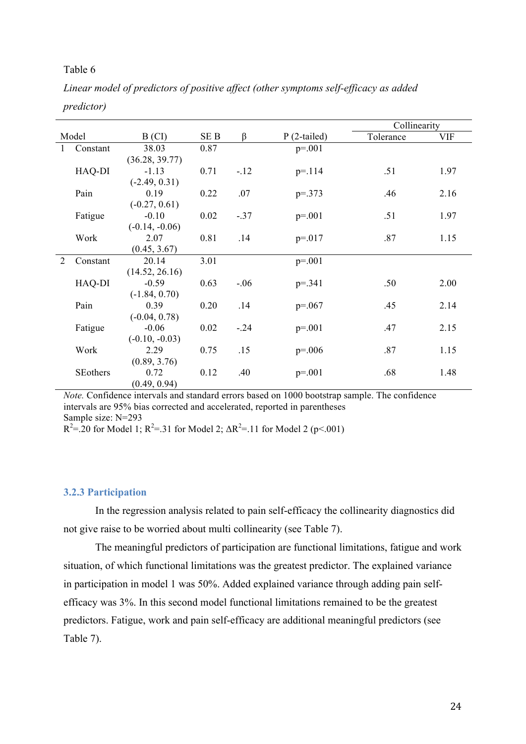Table 6

*Linear model of predictors of positive affect (other symptoms self-efficacy as added predictor)*

| Model | | B (CI) | SE B | β | P (2-tailed) | Collinearity | |
|---|---|---|---|---|---|---|---|
| | | | | | | Tolerance | VIF |
| 1 | Constant | 38.03 (36.28, 39.77) | 0.87 | | p=.001 | | |
| | HAQ-DI | -1.13 (-2.49, 0.31) | 0.71 | -.12 | p=.114 | .51 | 1.97 |
| | Pain | 0.19 (-0.27, 0.61) | 0.22 | .07 | p=.373 | .46 | 2.16 |
| | Fatigue | -0.10 (-0.14, -0.06) | 0.02 | -.37 | p=.001 | .51 | 1.97 |
| | Work | 2.07 (0.45, 3.67) | 0.81 | .14 | p=.017 | .87 | 1.15 |
| 2 | Constant | 20.14 (14.52, 26.16) | 3.01 | | p=.001 | | |
| | HAQ-DI | -0.59 (-1.84, 0.70) | 0.63 | -.06 | p=.341 | .50 | 2.00 |
| | Pain | 0.39 (-0.04, 0.78) | 0.20 | .14 | p=.067 | .45 | 2.14 |
| | Fatigue | -0.06 (-0.10, -0.03) | 0.02 | -.24 | p=.001 | .47 | 2.15 |
| | Work | 2.29 (0.89, 3.76) | 0.75 | .15 | p=.006 | .87 | 1.15 |
| | SEothers | 0.72 (0.49, 0.94) | 0.12 | .40 | p=.001 | .68 | 1.48 |

*Note.* Confidence intervals and standard errors based on 1000 bootstrap sample. The confidence intervals are 95% bias corrected and accelerated, reported in parentheses
Sample size: N=293
$R^2$=.20 for Model 1; $R^2$=.31 for Model 2; $\Delta R^2$=.11 for Model 2 ($p$<.001)

### 3.2.3 Participation

In the regression analysis related to pain self-efficacy the collinearity diagnostics did not give raise to be worried about multi collinearity (see Table 7).

The meaningful predictors of participation are functional limitations, fatigue and work situation, of which functional limitations was the greatest predictor. The explained variance in participation in model 1 was 50%. Added explained variance through adding pain self-efficacy was 3%. In this second model functional limitations remained to be the greatest predictors. Fatigue, work and pain self-efficacy are additional meaningful predictors (see Table 7).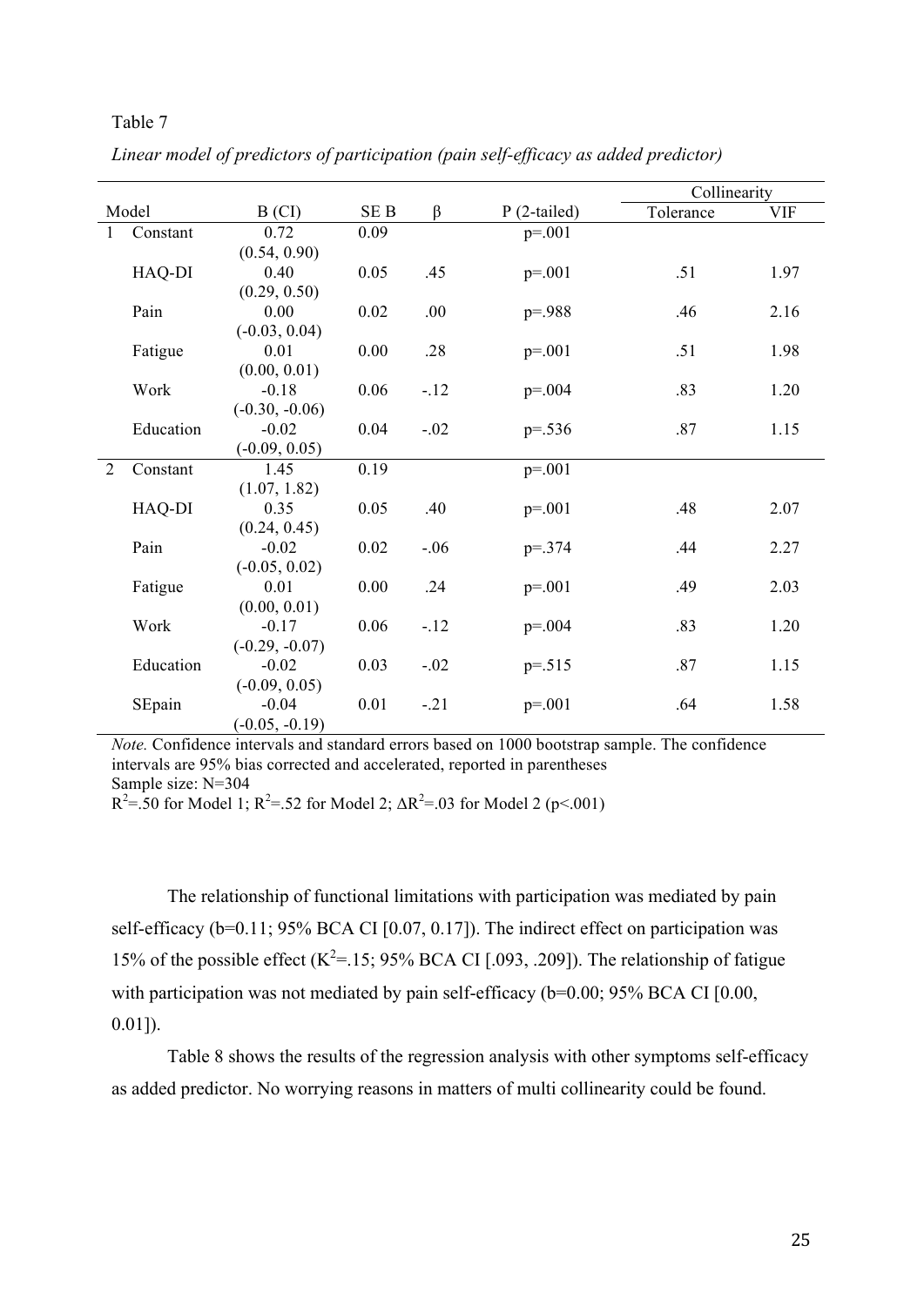Table 7

*Linear model of predictors of participation (pain self-efficacy as added predictor)*

| Model | | B (CI) | SE B | β | P (2-tailed) | Collinearity | |
|---|---|---|---|---|---|---|---|
| | | | | | | Tolerance | VIF |
| 1 | Constant | 0.72 (0.54, 0.90) | 0.09 | | p=.001 | | |
| | HAQ-DI | 0.40 (0.29, 0.50) | 0.05 | .45 | p=.001 | .51 | 1.97 |
| | Pain | 0.00 (-0.03, 0.04) | 0.02 | .00 | p=.988 | .46 | 2.16 |
| | Fatigue | 0.01 (0.00, 0.01) | 0.00 | .28 | p=.001 | .51 | 1.98 |
| | Work | -0.18 (-0.30, -0.06) | 0.06 | -.12 | p=.004 | .83 | 1.20 |
| | Education | -0.02 (-0.09, 0.05) | 0.04 | -.02 | p=.536 | .87 | 1.15 |
| 2 | Constant | 1.45 (1.07, 1.82) | 0.19 | | p=.001 | | |
| | HAQ-DI | 0.35 (0.24, 0.45) | 0.05 | .40 | p=.001 | .48 | 2.07 |
| | Pain | -0.02 (-0.05, 0.02) | 0.02 | -.06 | p=.374 | .44 | 2.27 |
| | Fatigue | 0.01 (0.00, 0.01) | 0.00 | .24 | p=.001 | .49 | 2.03 |
| | Work | -0.17 (-0.29, -0.07) | 0.06 | -.12 | p=.004 | .83 | 1.20 |
| | Education | -0.02 (-0.09, 0.05) | 0.03 | -.02 | p=.515 | .87 | 1.15 |
| | SEpain | -0.04 (-0.05, -0.19) | 0.01 | -.21 | p=.001 | .64 | 1.58 |

*Note.* Confidence intervals and standard errors based on 1000 bootstrap sample. The confidence intervals are 95% bias corrected and accelerated, reported in parentheses
Sample size: N=304
$R^2$=.50 for Model 1; $R^2$=.52 for Model 2; $\Delta R^2$=.03 for Model 2 ($p$<.001)

The relationship of functional limitations with participation was mediated by pain self-efficacy (b=0.11; 95% BCA CI [0.07, 0.17]). The indirect effect on participation was 15% of the possible effect ($K^2$=.15; 95% BCA CI [.093, .209]). The relationship of fatigue with participation was not mediated by pain self-efficacy (b=0.00; 95% BCA CI [0.00, 0.01]).

Table 8 shows the results of the regression analysis with other symptoms self-efficacy as added predictor. No worrying reasons in matters of multi collinearity could be found.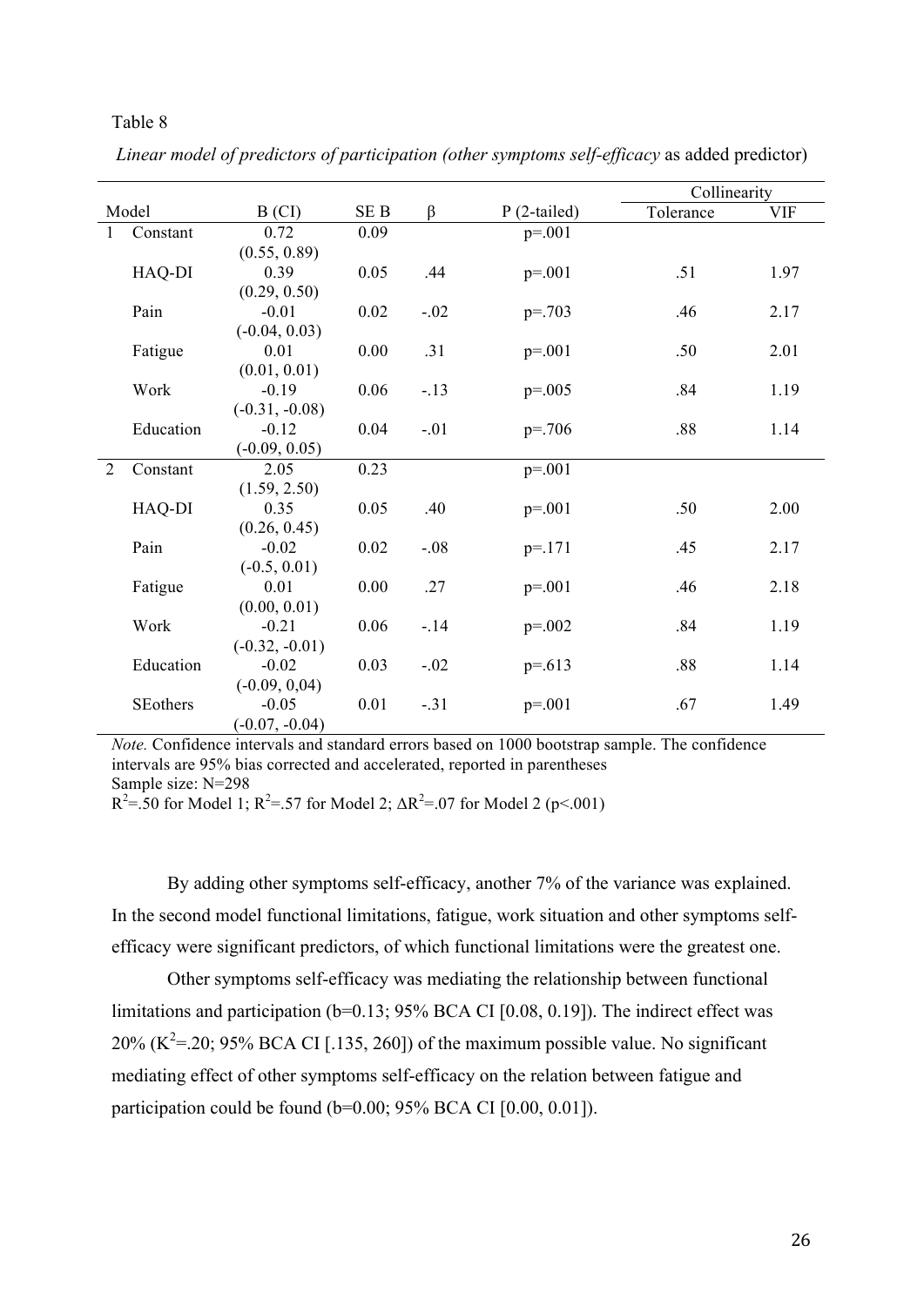Table 8

*Linear model of predictors of participation (other symptoms self-efficacy* as added predictor)

| Model | | B (CI) | SE B | β | P (2-tailed) | Collinearity | |
|---|---|---|---|---|---|---|---|
| | | | | | | Tolerance | VIF |
| 1 | Constant | 0.72 (0.55, 0.89) | 0.09 | | p=.001 | | |
| | HAQ-DI | 0.39 (0.29, 0.50) | 0.05 | .44 | p=.001 | .51 | 1.97 |
| | Pain | -0.01 (-0.04, 0.03) | 0.02 | -.02 | p=.703 | .46 | 2.17 |
| | Fatigue | 0.01 (0.01, 0.01) | 0.00 | .31 | p=.001 | .50 | 2.01 |
| | Work | -0.19 (-0.31, -0.08) | 0.06 | -.13 | p=.005 | .84 | 1.19 |
| | Education | -0.12 (-0.09, 0.05) | 0.04 | -.01 | p=.706 | .88 | 1.14 |
| 2 | Constant | 2.05 (1.59, 2.50) | 0.23 | | p=.001 | | |
| | HAQ-DI | 0.35 (0.26, 0.45) | 0.05 | .40 | p=.001 | .50 | 2.00 |
| | Pain | -0.02 (-0.5, 0.01) | 0.02 | -.08 | p=.171 | .45 | 2.17 |
| | Fatigue | 0.01 (0.00, 0.01) | 0.00 | .27 | p=.001 | .46 | 2.18 |
| | Work | -0.21 (-0.32, -0.01) | 0.06 | -.14 | p=.002 | .84 | 1.19 |
| | Education | -0.02 (-0.09, 0,04) | 0.03 | -.02 | p=.613 | .88 | 1.14 |
| | SEothers | -0.05 (-0.07, -0.04) | 0.01 | -.31 | p=.001 | .67 | 1.49 |

*Note.* Confidence intervals and standard errors based on 1000 bootstrap sample. The confidence intervals are 95% bias corrected and accelerated, reported in parentheses
Sample size: N=298
$R^2$=.50 for Model 1; $R^2$=.57 for Model 2; $\Delta R^2$=.07 for Model 2 ($p$<.001)

By adding other symptoms self-efficacy, another 7% of the variance was explained. In the second model functional limitations, fatigue, work situation and other symptoms self-efficacy were significant predictors, of which functional limitations were the greatest one.

Other symptoms self-efficacy was mediating the relationship between functional limitations and participation (b=0.13; 95% BCA CI [0.08, 0.19]). The indirect effect was 20% ($K^2$=.20; 95% BCA CI [.135, 260]) of the maximum possible value. No significant mediating effect of other symptoms self-efficacy on the relation between fatigue and participation could be found (b=0.00; 95% BCA CI [0.00, 0.01]).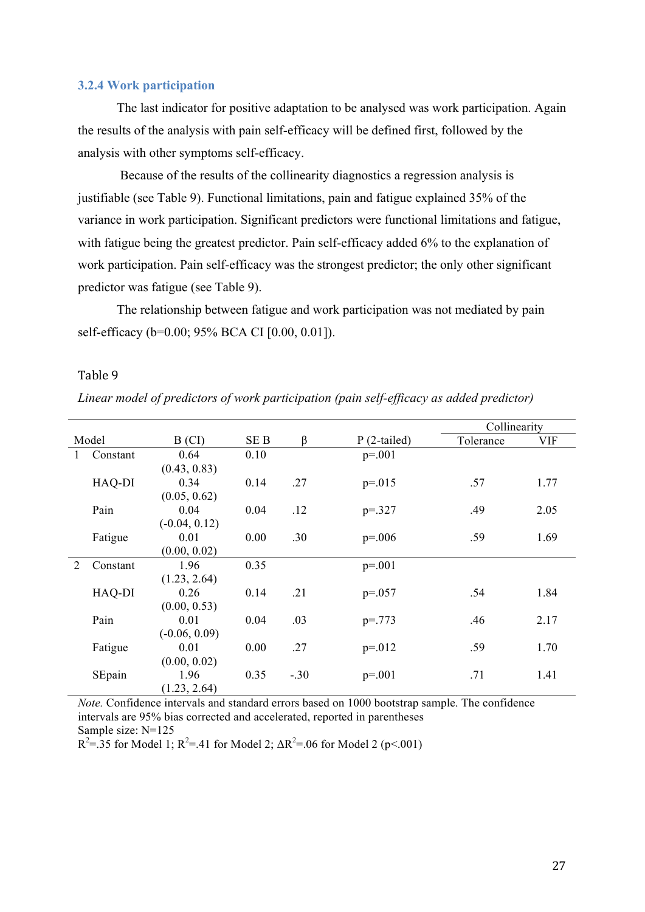### 3.2.4 Work participation

The last indicator for positive adaptation to be analysed was work participation. Again the results of the analysis with pain self-efficacy will be defined first, followed by the analysis with other symptoms self-efficacy.

Because of the results of the collinearity diagnostics a regression analysis is justifiable (see Table 9). Functional limitations, pain and fatigue explained 35% of the variance in work participation. Significant predictors were functional limitations and fatigue, with fatigue being the greatest predictor. Pain self-efficacy added 6% to the explanation of work participation. Pain self-efficacy was the strongest predictor; the only other significant predictor was fatigue (see Table 9).

The relationship between fatigue and work participation was not mediated by pain self-efficacy (b=0.00; 95% BCA CI [0.00, 0.01]).

Table 9

*Linear model of predictors of work participation (pain self-efficacy as added predictor)*

| Model | | B (CI) | SE B | β | P (2-tailed) | Collinearity | |
|---|---|---|---|---|---|---|---|
| | | | | | | Tolerance | VIF |
| 1 | Constant | 0.64 (0.43, 0.83) | 0.10 | | p=.001 | | |
| | HAQ-DI | 0.34 (0.05, 0.62) | 0.14 | .27 | p=.015 | .57 | 1.77 |
| | Pain | 0.04 (-0.04, 0.12) | 0.04 | .12 | p=.327 | .49 | 2.05 |
| | Fatigue | 0.01 (0.00, 0.02) | 0.00 | .30 | p=.006 | .59 | 1.69 |
| 2 | Constant | 1.96 (1.23, 2.64) | 0.35 | | p=.001 | | |
| | HAQ-DI | 0.26 (0.00, 0.53) | 0.14 | .21 | p=.057 | .54 | 1.84 |
| | Pain | 0.01 (-0.06, 0.09) | 0.04 | .03 | p=.773 | .46 | 2.17 |
| | Fatigue | 0.01 (0.00, 0.02) | 0.00 | .27 | p=.012 | .59 | 1.70 |
| | SEpain | 1.96 (1.23, 2.64) | 0.35 | -.30 | p=.001 | .71 | 1.41 |

*Note.* Confidence intervals and standard errors based on 1000 bootstrap sample. The confidence intervals are 95% bias corrected and accelerated, reported in parentheses
Sample size: N=125
$R^2$=.35 for Model 1; $R^2$=.41 for Model 2; $\Delta R^2$=.06 for Model 2 ($p<.001$)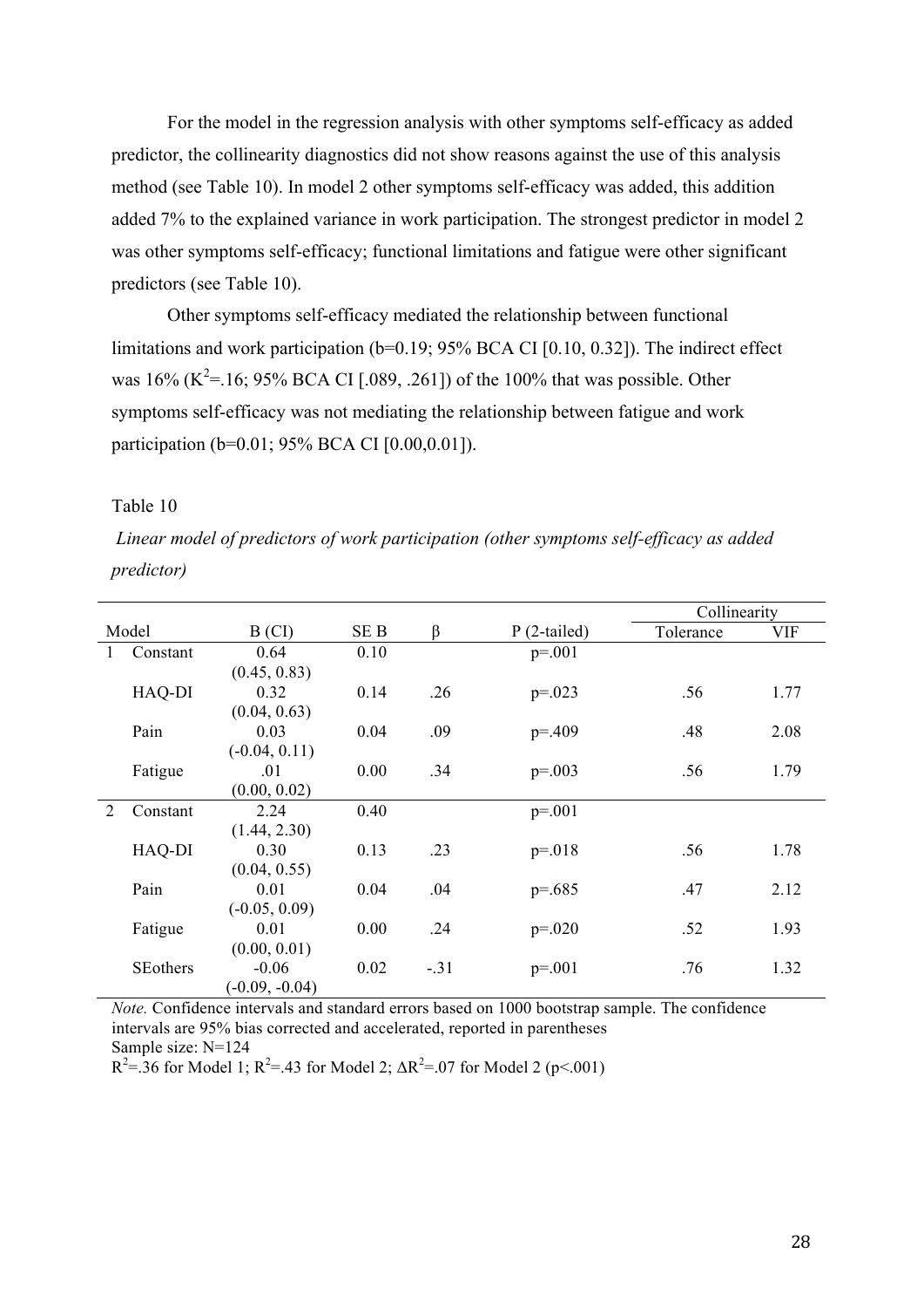For the model in the regression analysis with other symptoms self-efficacy as added predictor, the collinearity diagnostics did not show reasons against the use of this analysis method (see Table 10). In model 2 other symptoms self-efficacy was added, this addition added 7% to the explained variance in work participation. The strongest predictor in model 2 was other symptoms self-efficacy; functional limitations and fatigue were other significant predictors (see Table 10).

Other symptoms self-efficacy mediated the relationship between functional limitations and work participation (b=0.19; 95% BCA CI [0.10, 0.32]). The indirect effect was 16% ($K^2$=.16; 95% BCA CI [.089, .261]) of the 100% that was possible. Other symptoms self-efficacy was not mediating the relationship between fatigue and work participation (b=0.01; 95% BCA CI [0.00,0.01]).

Table 10

*Linear model of predictors of work participation (other symptoms self-efficacy as added predictor)*

| Model | | B (CI) | SE B | β | P (2-tailed) | Collinearity | |
|---|---|---|---|---|---|---|---|
| | | | | | | Tolerance | VIF |
| 1 | Constant | 0.64 (0.45, 0.83) | 0.10 | | p=.001 | | |
| | HAQ-DI | 0.32 (0.04, 0.63) | 0.14 | .26 | p=.023 | .56 | 1.77 |
| | Pain | 0.03 (-0.04, 0.11) | 0.04 | .09 | p=.409 | .48 | 2.08 |
| | Fatigue | .01 (0.00, 0.02) | 0.00 | .34 | p=.003 | .56 | 1.79 |
| 2 | Constant | 2.24 (1.44, 2.30) | 0.40 | | p=.001 | | |
| | HAQ-DI | 0.30 (0.04, 0.55) | 0.13 | .23 | p=.018 | .56 | 1.78 |
| | Pain | 0.01 (-0.05, 0.09) | 0.04 | .04 | p=.685 | .47 | 2.12 |
| | Fatigue | 0.01 (0.00, 0.01) | 0.00 | .24 | p=.020 | .52 | 1.93 |
| | SEothers | -0.06 (-0.09, -0.04) | 0.02 | -.31 | p=.001 | .76 | 1.32 |

*Note.* Confidence intervals and standard errors based on 1000 bootstrap sample. The confidence intervals are 95% bias corrected and accelerated, reported in parentheses
Sample size: N=124
$R^2$=.36 for Model 1; $R^2$=.43 for Model 2; $\Delta R^2$=.07 for Model 2 (p<.001)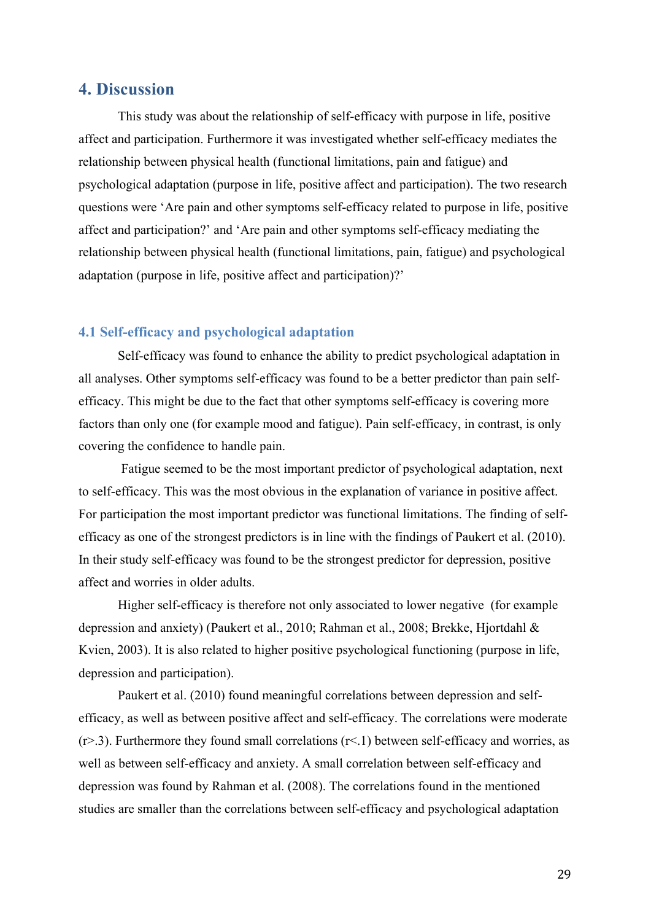## 4. Discussion

This study was about the relationship of self-efficacy with purpose in life, positive affect and participation. Furthermore it was investigated whether self-efficacy mediates the relationship between physical health (functional limitations, pain and fatigue) and psychological adaptation (purpose in life, positive affect and participation). The two research questions were 'Are pain and other symptoms self-efficacy related to purpose in life, positive affect and participation?' and 'Are pain and other symptoms self-efficacy mediating the relationship between physical health (functional limitations, pain, fatigue) and psychological adaptation (purpose in life, positive affect and participation)?'

### 4.1 Self-efficacy and psychological adaptation

Self-efficacy was found to enhance the ability to predict psychological adaptation in all analyses. Other symptoms self-efficacy was found to be a better predictor than pain self-efficacy. This might be due to the fact that other symptoms self-efficacy is covering more factors than only one (for example mood and fatigue). Pain self-efficacy, in contrast, is only covering the confidence to handle pain.

Fatigue seemed to be the most important predictor of psychological adaptation, next to self-efficacy. This was the most obvious in the explanation of variance in positive affect. For participation the most important predictor was functional limitations. The finding of self-efficacy as one of the strongest predictors is in line with the findings of Paukert et al. (2010). In their study self-efficacy was found to be the strongest predictor for depression, positive affect and worries in older adults.

Higher self-efficacy is therefore not only associated to lower negative (for example depression and anxiety) (Paukert et al., 2010; Rahman et al., 2008; Brekke, Hjortdahl & Kvien, 2003). It is also related to higher positive psychological functioning (purpose in life, depression and participation).

Paukert et al. (2010) found meaningful correlations between depression and self-efficacy, as well as between positive affect and self-efficacy. The correlations were moderate ($r>.3$). Furthermore they found small correlations ($r<.1$) between self-efficacy and worries, as well as between self-efficacy and anxiety. A small correlation between self-efficacy and depression was found by Rahman et al. (2008). The correlations found in the mentioned studies are smaller than the correlations between self-efficacy and psychological adaptation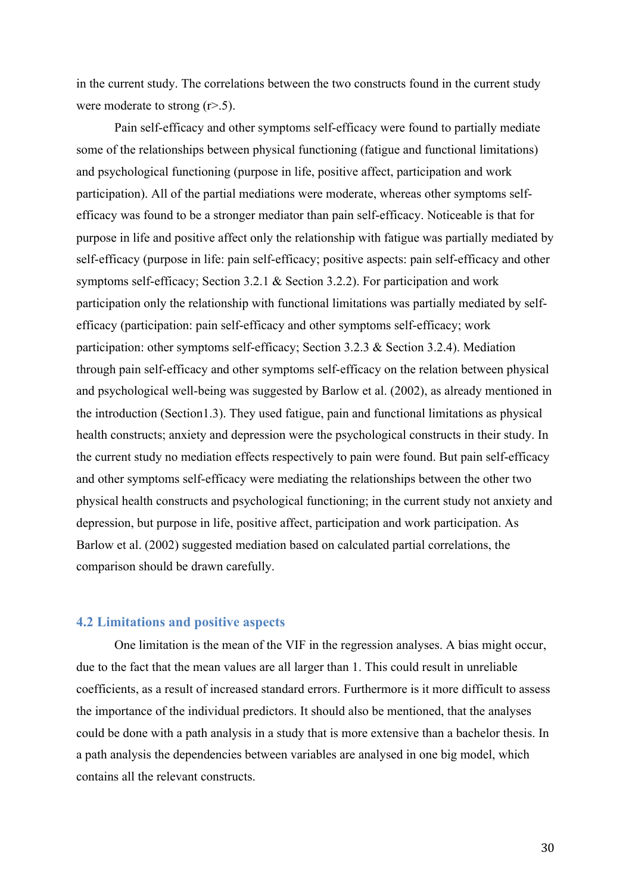in the current study. The correlations between the two constructs found in the current study were moderate to strong ($r>.5$).

Pain self-efficacy and other symptoms self-efficacy were found to partially mediate some of the relationships between physical functioning (fatigue and functional limitations) and psychological functioning (purpose in life, positive affect, participation and work participation). All of the partial mediations were moderate, whereas other symptoms self-efficacy was found to be a stronger mediator than pain self-efficacy. Noticeable is that for purpose in life and positive affect only the relationship with fatigue was partially mediated by self-efficacy (purpose in life: pain self-efficacy; positive aspects: pain self-efficacy and other symptoms self-efficacy; Section 3.2.1 & Section 3.2.2). For participation and work participation only the relationship with functional limitations was partially mediated by self-efficacy (participation: pain self-efficacy and other symptoms self-efficacy; work participation: other symptoms self-efficacy; Section 3.2.3 & Section 3.2.4). Mediation through pain self-efficacy and other symptoms self-efficacy on the relation between physical and psychological well-being was suggested by Barlow et al. (2002), as already mentioned in the introduction (Section1.3). They used fatigue, pain and functional limitations as physical health constructs; anxiety and depression were the psychological constructs in their study. In the current study no mediation effects respectively to pain were found. But pain self-efficacy and other symptoms self-efficacy were mediating the relationships between the other two physical health constructs and psychological functioning; in the current study not anxiety and depression, but purpose in life, positive affect, participation and work participation. As Barlow et al. (2002) suggested mediation based on calculated partial correlations, the comparison should be drawn carefully.

## 4.2 Limitations and positive aspects

One limitation is the mean of the VIF in the regression analyses. A bias might occur, due to the fact that the mean values are all larger than 1. This could result in unreliable coefficients, as a result of increased standard errors. Furthermore is it more difficult to assess the importance of the individual predictors. It should also be mentioned, that the analyses could be done with a path analysis in a study that is more extensive than a bachelor thesis. In a path analysis the dependencies between variables are analysed in one big model, which contains all the relevant constructs.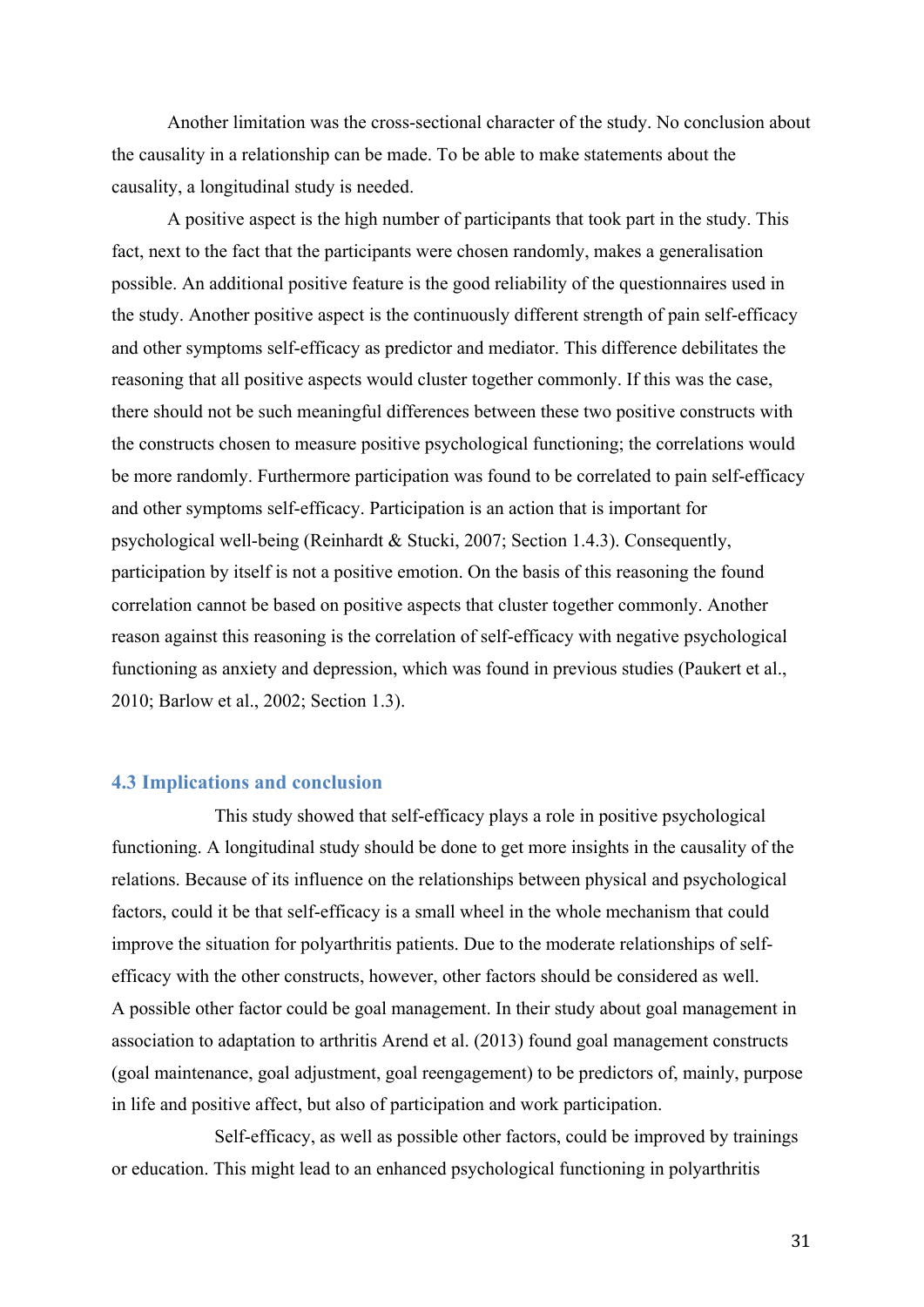Another limitation was the cross-sectional character of the study. No conclusion about the causality in a relationship can be made. To be able to make statements about the causality, a longitudinal study is needed.

A positive aspect is the high number of participants that took part in the study. This fact, next to the fact that the participants were chosen randomly, makes a generalisation possible. An additional positive feature is the good reliability of the questionnaires used in the study. Another positive aspect is the continuously different strength of pain self-efficacy and other symptoms self-efficacy as predictor and mediator. This difference debilitates the reasoning that all positive aspects would cluster together commonly. If this was the case, there should not be such meaningful differences between these two positive constructs with the constructs chosen to measure positive psychological functioning; the correlations would be more randomly. Furthermore participation was found to be correlated to pain self-efficacy and other symptoms self-efficacy. Participation is an action that is important for psychological well-being (Reinhardt & Stucki, 2007; Section 1.4.3). Consequently, participation by itself is not a positive emotion. On the basis of this reasoning the found correlation cannot be based on positive aspects that cluster together commonly. Another reason against this reasoning is the correlation of self-efficacy with negative psychological functioning as anxiety and depression, which was found in previous studies (Paukert et al., 2010; Barlow et al., 2002; Section 1.3).

## 4.3 Implications and conclusion

This study showed that self-efficacy plays a role in positive psychological functioning. A longitudinal study should be done to get more insights in the causality of the relations. Because of its influence on the relationships between physical and psychological factors, could it be that self-efficacy is a small wheel in the whole mechanism that could improve the situation for polyarthritis patients. Due to the moderate relationships of self-efficacy with the other constructs, however, other factors should be considered as well. A possible other factor could be goal management. In their study about goal management in association to adaptation to arthritis Arend et al. (2013) found goal management constructs (goal maintenance, goal adjustment, goal reengagement) to be predictors of, mainly, purpose in life and positive affect, but also of participation and work participation.

Self-efficacy, as well as possible other factors, could be improved by trainings or education. This might lead to an enhanced psychological functioning in polyarthritis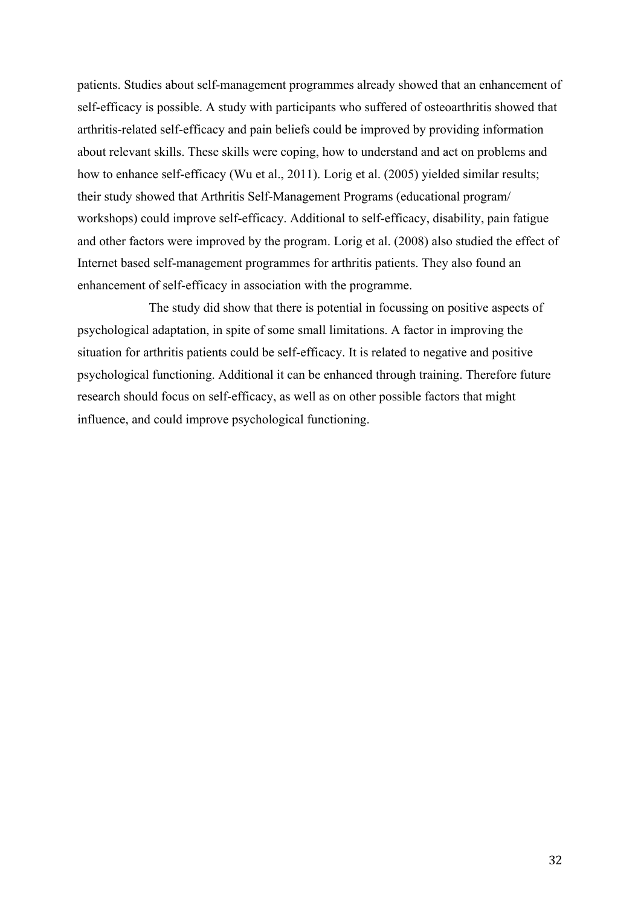patients. Studies about self-management programmes already showed that an enhancement of self-efficacy is possible. A study with participants who suffered of osteoarthritis showed that arthritis-related self-efficacy and pain beliefs could be improved by providing information about relevant skills. These skills were coping, how to understand and act on problems and how to enhance self-efficacy (Wu et al., 2011). Lorig et al. (2005) yielded similar results; their study showed that Arthritis Self-Management Programs (educational program/ workshops) could improve self-efficacy. Additional to self-efficacy, disability, pain fatigue and other factors were improved by the program. Lorig et al. (2008) also studied the effect of Internet based self-management programmes for arthritis patients. They also found an enhancement of self-efficacy in association with the programme.

The study did show that there is potential in focussing on positive aspects of psychological adaptation, in spite of some small limitations. A factor in improving the situation for arthritis patients could be self-efficacy. It is related to negative and positive psychological functioning. Additional it can be enhanced through training. Therefore future research should focus on self-efficacy, as well as on other possible factors that might influence, and could improve psychological functioning.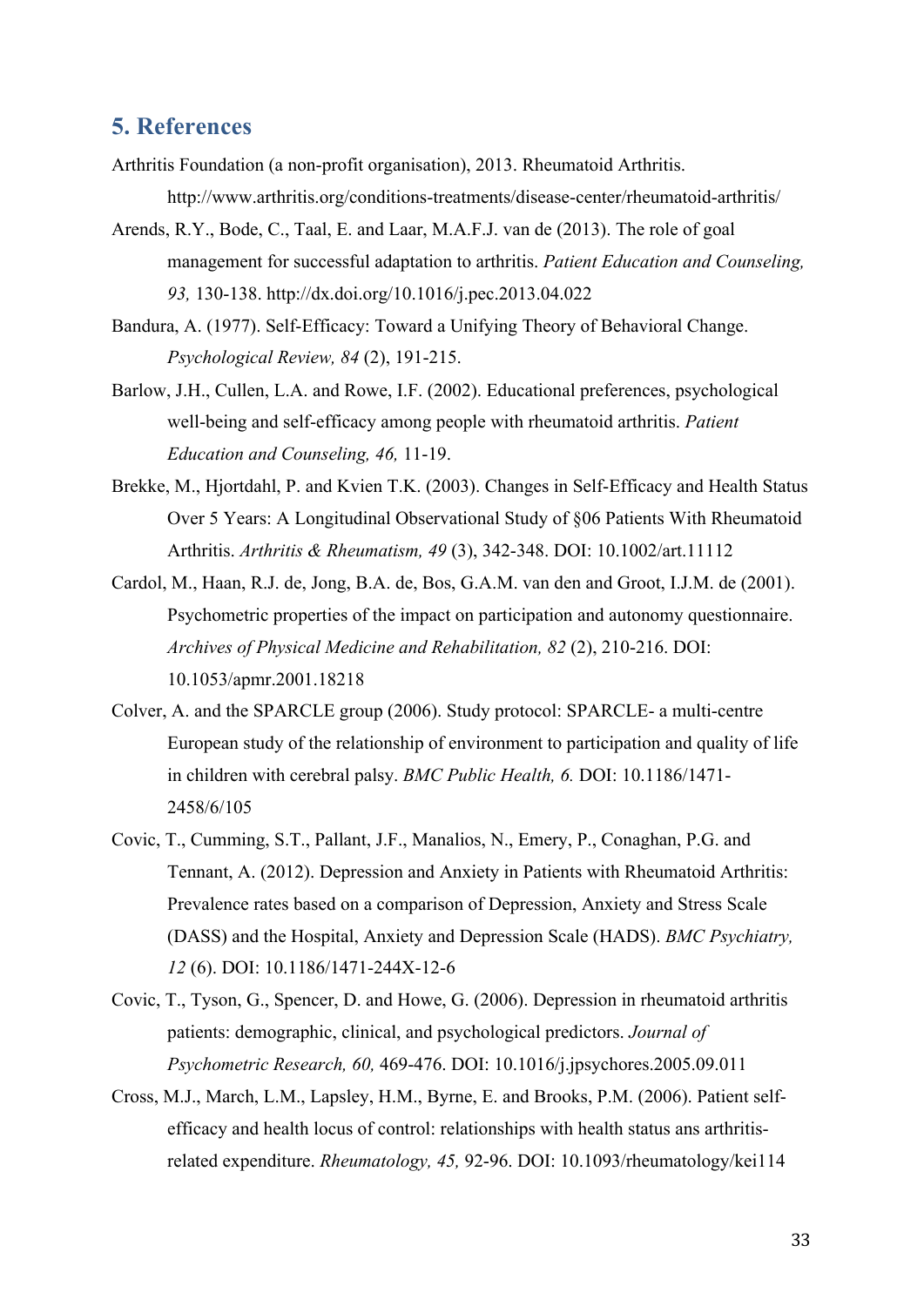## 5. References

Arthritis Foundation (a non-profit organisation), 2013. Rheumatoid Arthritis. http://www.arthritis.org/conditions-treatments/disease-center/rheumatoid-arthritis/

Arends, R.Y., Bode, C., Taal, E. and Laar, M.A.F.J. van de (2013). The role of goal management for successful adaptation to arthritis. *Patient Education and Counseling, 93,* 130-138. http://dx.doi.org/10.1016/j.pec.2013.04.022

Bandura, A. (1977). Self-Efficacy: Toward a Unifying Theory of Behavioral Change. *Psychological Review, 84* (2), 191-215.

Barlow, J.H., Cullen, L.A. and Rowe, I.F. (2002). Educational preferences, psychological well-being and self-efficacy among people with rheumatoid arthritis. *Patient Education and Counseling, 46,* 11-19.

Brekke, M., Hjortdahl, P. and Kvien T.K. (2003). Changes in Self-Efficacy and Health Status Over 5 Years: A Longitudinal Observational Study of §06 Patients With Rheumatoid Arthritis. *Arthritis & Rheumatism, 49* (3), 342-348. DOI: 10.1002/art.11112

Cardol, M., Haan, R.J. de, Jong, B.A. de, Bos, G.A.M. van den and Groot, I.J.M. de (2001). Psychometric properties of the impact on participation and autonomy questionnaire. *Archives of Physical Medicine and Rehabilitation, 82* (2), 210-216. DOI: 10.1053/apmr.2001.18218

Colver, A. and the SPARCLE group (2006). Study protocol: SPARCLE- a multi-centre European study of the relationship of environment to participation and quality of life in children with cerebral palsy. *BMC Public Health, 6.* DOI: 10.1186/1471-2458/6/105

Covic, T., Cumming, S.T., Pallant, J.F., Manalios, N., Emery, P., Conaghan, P.G. and Tennant, A. (2012). Depression and Anxiety in Patients with Rheumatoid Arthritis: Prevalence rates based on a comparison of Depression, Anxiety and Stress Scale (DASS) and the Hospital, Anxiety and Depression Scale (HADS). *BMC Psychiatry, 12* (6). DOI: 10.1186/1471-244X-12-6

Covic, T., Tyson, G., Spencer, D. and Howe, G. (2006). Depression in rheumatoid arthritis patients: demographic, clinical, and psychological predictors. *Journal of Psychometric Research, 60,* 469-476. DOI: 10.1016/j.jpsychores.2005.09.011

Cross, M.J., March, L.M., Lapsley, H.M., Byrne, E. and Brooks, P.M. (2006). Patient self-efficacy and health locus of control: relationships with health status ans arthritis-related expenditure. *Rheumatology, 45,* 92-96. DOI: 10.1093/rheumatology/kei114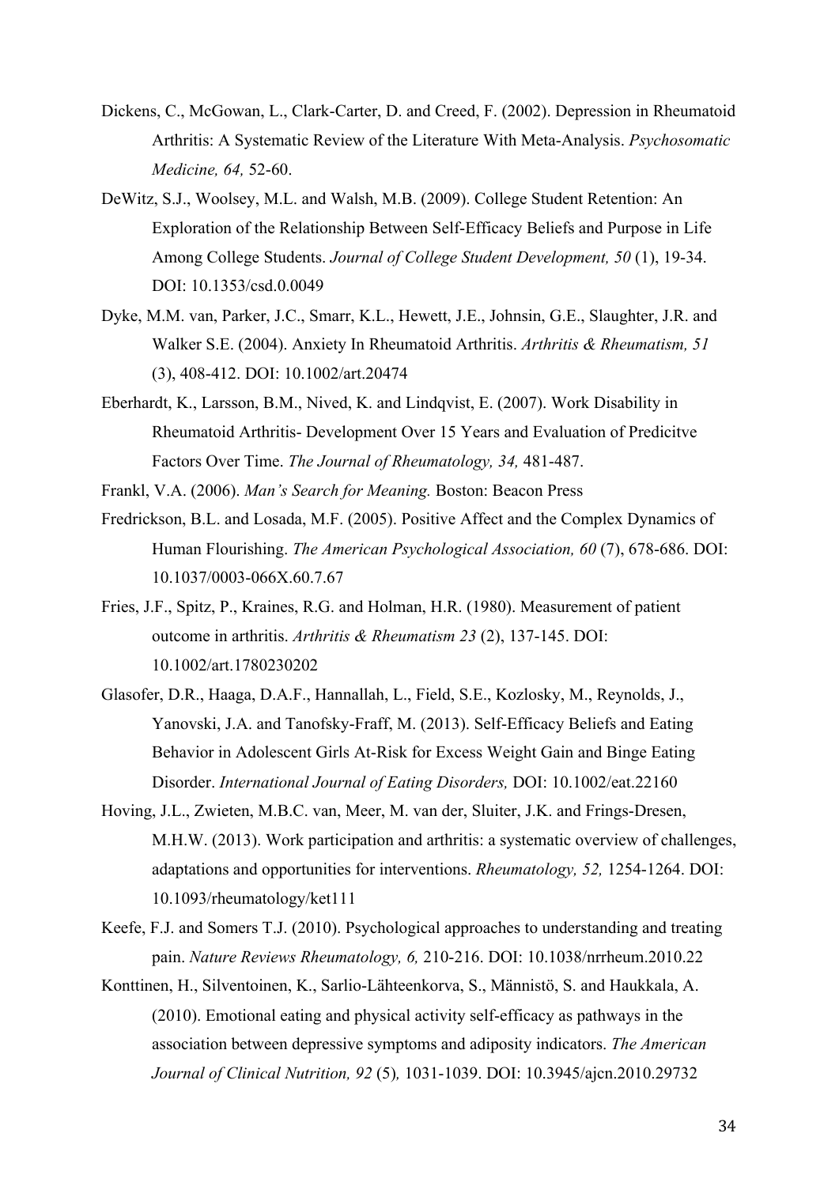Dickens, C., McGowan, L., Clark-Carter, D. and Creed, F. (2002). Depression in Rheumatoid Arthritis: A Systematic Review of the Literature With Meta-Analysis. *Psychosomatic Medicine, 64,* 52-60.

DeWitz, S.J., Woolsey, M.L. and Walsh, M.B. (2009). College Student Retention: An Exploration of the Relationship Between Self-Efficacy Beliefs and Purpose in Life Among College Students. *Journal of College Student Development, 50* (1), 19-34. DOI: 10.1353/csd.0.0049

Dyke, M.M. van, Parker, J.C., Smarr, K.L., Hewett, J.E., Johnsin, G.E., Slaughter, J.R. and Walker S.E. (2004). Anxiety In Rheumatoid Arthritis. *Arthritis & Rheumatism, 51* (3), 408-412. DOI: 10.1002/art.20474

Eberhardt, K., Larsson, B.M., Nived, K. and Lindqvist, E. (2007). Work Disability in Rheumatoid Arthritis- Development Over 15 Years and Evaluation of Predicitve Factors Over Time. *The Journal of Rheumatology, 34,* 481-487.

Frankl, V.A. (2006). *Man's Search for Meaning.* Boston: Beacon Press

Fredrickson, B.L. and Losada, M.F. (2005). Positive Affect and the Complex Dynamics of Human Flourishing. *The American Psychological Association, 60* (7), 678-686. DOI: 10.1037/0003-066X.60.7.67

Fries, J.F., Spitz, P., Kraines, R.G. and Holman, H.R. (1980). Measurement of patient outcome in arthritis. *Arthritis & Rheumatism 23* (2), 137-145. DOI: 10.1002/art.1780230202

Glasofer, D.R., Haaga, D.A.F., Hannallah, L., Field, S.E., Kozlosky, M., Reynolds, J., Yanovski, J.A. and Tanofsky-Fraff, M. (2013). Self-Efficacy Beliefs and Eating Behavior in Adolescent Girls At-Risk for Excess Weight Gain and Binge Eating Disorder. *International Journal of Eating Disorders,* DOI: 10.1002/eat.22160

Hoving, J.L., Zwieten, M.B.C. van, Meer, M. van der, Sluiter, J.K. and Frings-Dresen, M.H.W. (2013). Work participation and arthritis: a systematic overview of challenges, adaptations and opportunities for interventions. *Rheumatology, 52,* 1254-1264. DOI: 10.1093/rheumatology/ket111

Keefe, F.J. and Somers T.J. (2010). Psychological approaches to understanding and treating pain. *Nature Reviews Rheumatology, 6,* 210-216. DOI: 10.1038/nrrheum.2010.22

Konttinen, H., Silventoinen, K., Sarlio-Lähteenkorva, S., Männistö, S. and Haukkala, A. (2010). Emotional eating and physical activity self-efficacy as pathways in the association between depressive symptoms and adiposity indicators. *The American Journal of Clinical Nutrition, 92* (5)*,* 1031-1039. DOI: 10.3945/ajcn.2010.29732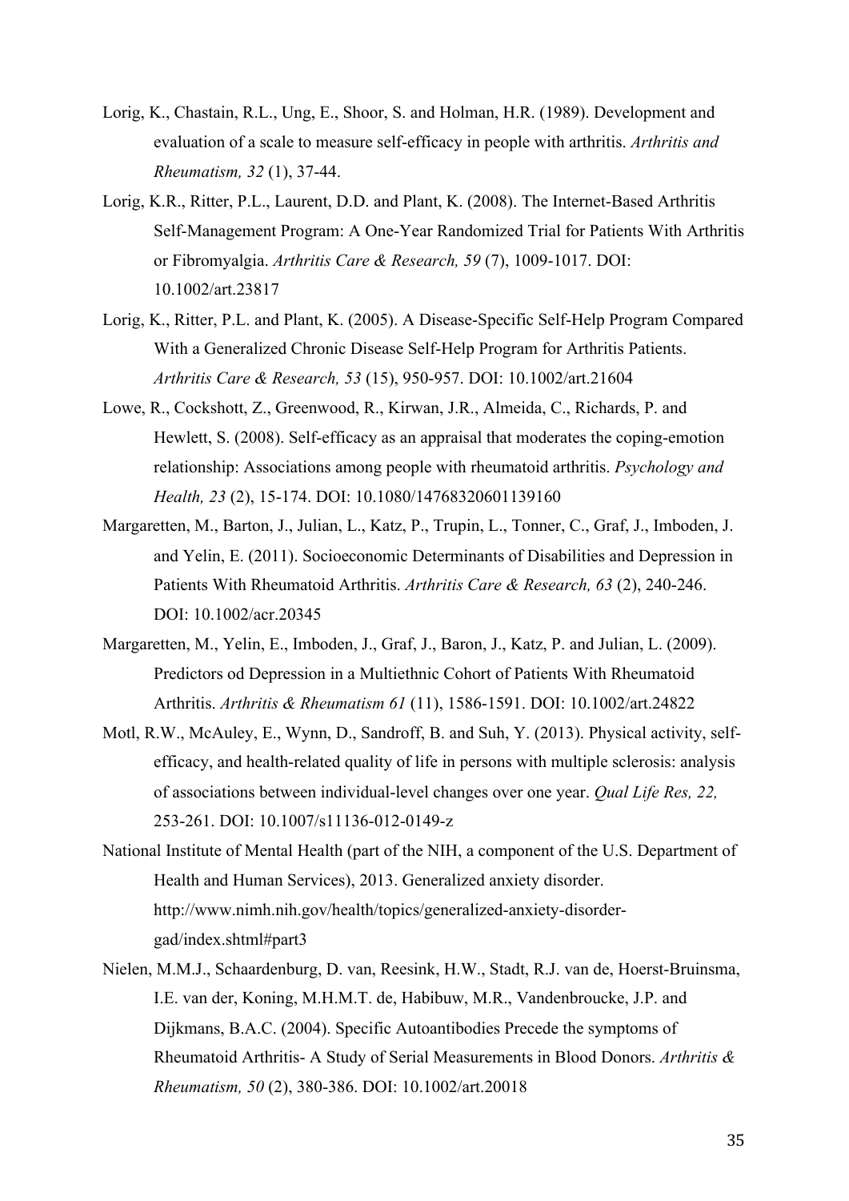Lorig, K., Chastain, R.L., Ung, E., Shoor, S. and Holman, H.R. (1989). Development and evaluation of a scale to measure self-efficacy in people with arthritis. *Arthritis and Rheumatism, 32* (1), 37-44.

Lorig, K.R., Ritter, P.L., Laurent, D.D. and Plant, K. (2008). The Internet-Based Arthritis Self-Management Program: A One-Year Randomized Trial for Patients With Arthritis or Fibromyalgia. *Arthritis Care & Research, 59* (7), 1009-1017. DOI: 10.1002/art.23817

Lorig, K., Ritter, P.L. and Plant, K. (2005). A Disease-Specific Self-Help Program Compared With a Generalized Chronic Disease Self-Help Program for Arthritis Patients. *Arthritis Care & Research, 53* (15), 950-957. DOI: 10.1002/art.21604

Lowe, R., Cockshott, Z., Greenwood, R., Kirwan, J.R., Almeida, C., Richards, P. and Hewlett, S. (2008). Self-efficacy as an appraisal that moderates the coping-emotion relationship: Associations among people with rheumatoid arthritis. *Psychology and Health, 23* (2), 15-174. DOI: 10.1080/14768320601139160

Margaretten, M., Barton, J., Julian, L., Katz, P., Trupin, L., Tonner, C., Graf, J., Imboden, J. and Yelin, E. (2011). Socioeconomic Determinants of Disabilities and Depression in Patients With Rheumatoid Arthritis. *Arthritis Care & Research, 63* (2), 240-246. DOI: 10.1002/acr.20345

Margaretten, M., Yelin, E., Imboden, J., Graf, J., Baron, J., Katz, P. and Julian, L. (2009). Predictors od Depression in a Multiethnic Cohort of Patients With Rheumatoid Arthritis. *Arthritis & Rheumatism 61* (11), 1586-1591. DOI: 10.1002/art.24822

Motl, R.W., McAuley, E., Wynn, D., Sandroff, B. and Suh, Y. (2013). Physical activity, self-efficacy, and health-related quality of life in persons with multiple sclerosis: analysis of associations between individual-level changes over one year. *Qual Life Res, 22,* 253-261. DOI: 10.1007/s11136-012-0149-z

National Institute of Mental Health (part of the NIH, a component of the U.S. Department of Health and Human Services), 2013. Generalized anxiety disorder. http://www.nimh.nih.gov/health/topics/generalized-anxiety-disorder-gad/index.shtml#part3

Nielen, M.M.J., Schaardenburg, D. van, Reesink, H.W., Stadt, R.J. van de, Hoerst-Bruinsma, I.E. van der, Koning, M.H.M.T. de, Habibuw, M.R., Vandenbroucke, J.P. and Dijkmans, B.A.C. (2004). Specific Autoantibodies Precede the symptoms of Rheumatoid Arthritis- A Study of Serial Measurements in Blood Donors. *Arthritis & Rheumatism, 50* (2), 380-386. DOI: 10.1002/art.20018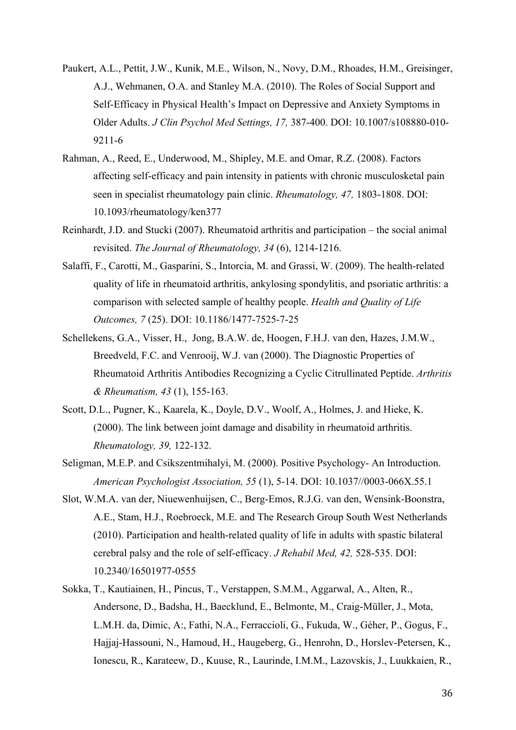Paukert, A.L., Pettit, J.W., Kunik, M.E., Wilson, N., Novy, D.M., Rhoades, H.M., Greisinger, A.J., Wehmanen, O.A. and Stanley M.A. (2010). The Roles of Social Support and Self-Efficacy in Physical Health's Impact on Depressive and Anxiety Symptoms in Older Adults. *J Clin Psychol Med Settings, 17,* 387-400. DOI: 10.1007/s108880-010-9211-6

Rahman, A., Reed, E., Underwood, M., Shipley, M.E. and Omar, R.Z. (2008). Factors affecting self-efficacy and pain intensity in patients with chronic musculosketal pain seen in specialist rheumatology pain clinic. *Rheumatology, 47,* 1803-1808. DOI: 10.1093/rheumatology/ken377

Reinhardt, J.D. and Stucki (2007). Rheumatoid arthritis and participation – the social animal revisited. *The Journal of Rheumatology, 34* (6), 1214-1216.

Salaffi, F., Carotti, M., Gasparini, S., Intorcia, M. and Grassi, W. (2009). The health-related quality of life in rheumatoid arthritis, ankylosing spondylitis, and psoriatic arthritis: a comparison with selected sample of healthy people. *Health and Quality of Life Outcomes, 7* (25). DOI: 10.1186/1477-7525-7-25

Schellekens, G.A., Visser, H., Jong, B.A.W. de, Hoogen, F.H.J. van den, Hazes, J.M.W., Breedveld, F.C. and Venrooij, W.J. van (2000). The Diagnostic Properties of Rheumatoid Arthritis Antibodies Recognizing a Cyclic Citrullinated Peptide. *Arthritis & Rheumatism, 43* (1), 155-163.

Scott, D.L., Pugner, K., Kaarela, K., Doyle, D.V., Woolf, A., Holmes, J. and Hieke, K. (2000). The link between joint damage and disability in rheumatoid arthritis. *Rheumatology, 39,* 122-132.

Seligman, M.E.P. and Csikszentmihalyi, M. (2000). Positive Psychology- An Introduction. *American Psychologist Association, 55* (1), 5-14. DOI: 10.1037//0003-066X.55.1

Slot, W.M.A. van der, Niuewenhuijsen, C., Berg-Emos, R.J.G. van den, Wensink-Boonstra, A.E., Stam, H.J., Roebroeck, M.E. and The Research Group South West Netherlands (2010). Participation and health-related quality of life in adults with spastic bilateral cerebral palsy and the role of self-efficacy. *J Rehabil Med, 42,* 528-535. DOI: 10.2340/16501977-0555

Sokka, T., Kautiainen, H., Pincus, T., Verstappen, S.M.M., Aggarwal, A., Alten, R., Andersone, D., Badsha, H., Baecklund, E., Belmonte, M., Craig-Müller, J., Mota, L.M.H. da, Dimic, A:, Fathi, N.A., Ferraccioli, G., Fukuda, W., Géher, P., Gogus, F., Hajjaj-Hassouni, N., Hamoud, H., Haugeberg, G., Henrohn, D., Horslev-Petersen, K., Ionescu, R., Karateew, D., Kuuse, R., Laurinde, I.M.M., Lazovskis, J., Luukkaien, R.,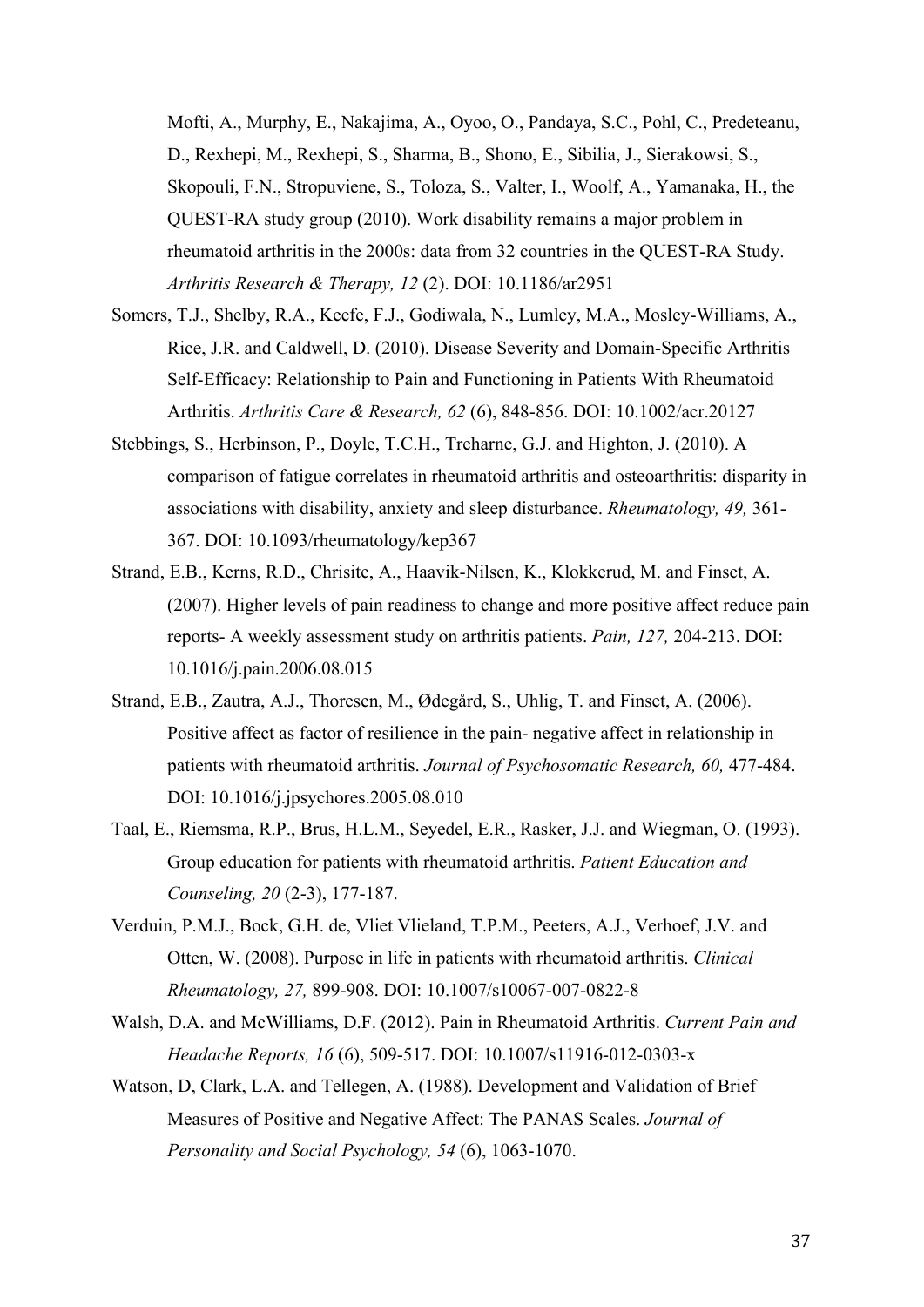Mofti, A., Murphy, E., Nakajima, A., Oyoo, O., Pandaya, S.C., Pohl, C., Predeteanu, D., Rexhepi, M., Rexhepi, S., Sharma, B., Shono, E., Sibilia, J., Sierakowsi, S., Skopouli, F.N., Stropuviene, S., Toloza, S., Valter, I., Woolf, A., Yamanaka, H., the QUEST-RA study group (2010). Work disability remains a major problem in rheumatoid arthritis in the 2000s: data from 32 countries in the QUEST-RA Study. *Arthritis Research & Therapy, 12* (2). DOI: 10.1186/ar2951

Somers, T.J., Shelby, R.A., Keefe, F.J., Godiwala, N., Lumley, M.A., Mosley-Williams, A., Rice, J.R. and Caldwell, D. (2010). Disease Severity and Domain-Specific Arthritis Self-Efficacy: Relationship to Pain and Functioning in Patients With Rheumatoid Arthritis. *Arthritis Care & Research, 62* (6), 848-856. DOI: 10.1002/acr.20127

Stebbings, S., Herbinson, P., Doyle, T.C.H., Treharne, G.J. and Highton, J. (2010). A comparison of fatigue correlates in rheumatoid arthritis and osteoarthritis: disparity in associations with disability, anxiety and sleep disturbance. *Rheumatology, 49,* 361-367. DOI: 10.1093/rheumatology/kep367

Strand, E.B., Kerns, R.D., Chrisite, A., Haavik-Nilsen, K., Klokkerud, M. and Finset, A. (2007). Higher levels of pain readiness to change and more positive affect reduce pain reports- A weekly assessment study on arthritis patients. *Pain, 127,* 204-213. DOI: 10.1016/j.pain.2006.08.015

Strand, E.B., Zautra, A.J., Thoresen, M., Ødegård, S., Uhlig, T. and Finset, A. (2006). Positive affect as factor of resilience in the pain- negative affect in relationship in patients with rheumatoid arthritis. *Journal of Psychosomatic Research, 60,* 477-484. DOI: 10.1016/j.jpsychores.2005.08.010

Taal, E., Riemsma, R.P., Brus, H.L.M., Seyedel, E.R., Rasker, J.J. and Wiegman, O. (1993). Group education for patients with rheumatoid arthritis. *Patient Education and Counseling, 20* (2-3), 177-187.

Verduin, P.M.J., Bock, G.H. de, Vliet Vlieland, T.P.M., Peeters, A.J., Verhoef, J.V. and Otten, W. (2008). Purpose in life in patients with rheumatoid arthritis. *Clinical Rheumatology, 27,* 899-908. DOI: 10.1007/s10067-007-0822-8

Walsh, D.A. and McWilliams, D.F. (2012). Pain in Rheumatoid Arthritis. *Current Pain and Headache Reports, 16* (6), 509-517. DOI: 10.1007/s11916-012-0303-x

Watson, D, Clark, L.A. and Tellegen, A. (1988). Development and Validation of Brief Measures of Positive and Negative Affect: The PANAS Scales. *Journal of Personality and Social Psychology, 54* (6), 1063-1070.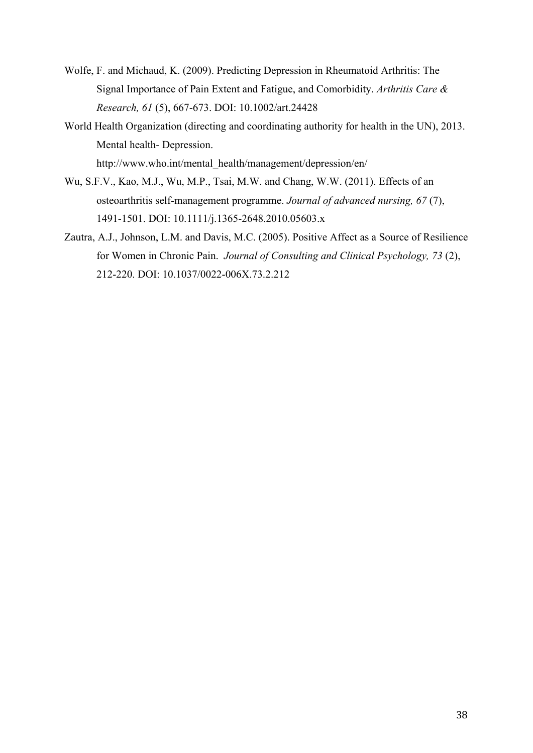Wolfe, F. and Michaud, K. (2009). Predicting Depression in Rheumatoid Arthritis: The Signal Importance of Pain Extent and Fatigue, and Comorbidity. *Arthritis Care & Research, 61* (5), 667-673. DOI: 10.1002/art.24428

World Health Organization (directing and coordinating authority for health in the UN), 2013. Mental health- Depression. http://www.who.int/mental_health/management/depression/en/

Wu, S.F.V., Kao, M.J., Wu, M.P., Tsai, M.W. and Chang, W.W. (2011). Effects of an osteoarthritis self-management programme. *Journal of advanced nursing, 67* (7), 1491-1501. DOI: 10.1111/j.1365-2648.2010.05603.x

Zautra, A.J., Johnson, L.M. and Davis, M.C. (2005). Positive Affect as a Source of Resilience for Women in Chronic Pain. *Journal of Consulting and Clinical Psychology, 73* (2), 212-220. DOI: 10.1037/0022-006X.73.2.212